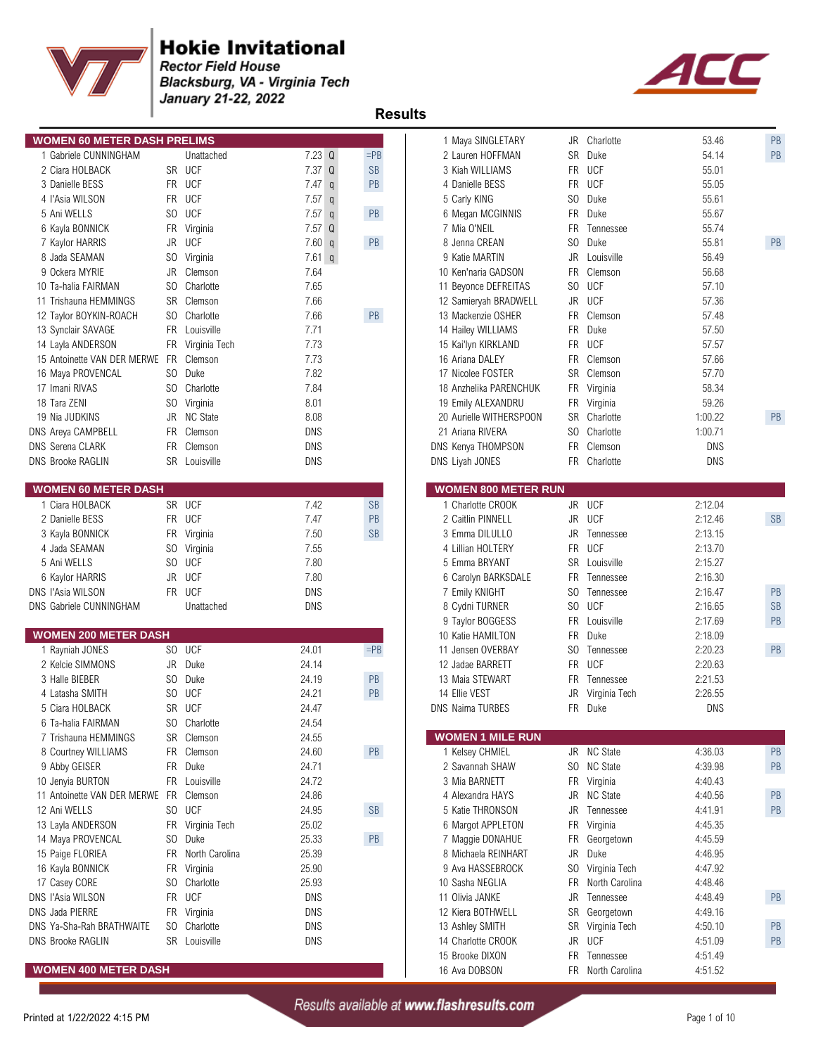# Hokie Invitational

**Rector Field House**
**Blacksburg, VA - Virginia Tech**
**January 21-22, 2022**

## Results

### WOMEN 60 METER DASH PRELIMS

| Place | Name | Yr | Team | Mark | Q | Note |
|---|---|---|---|---|---|---|
| 1 | Gabriele CUNNINGHAM | | Unattached | 7.23 | Q | =PB |
| 2 | Ciara HOLBACK | SR | UCF | 7.37 | Q | SB |
| 3 | Danielle BESS | FR | UCF | 7.47 | q | PB |
| 4 | I'Asia WILSON | FR | UCF | 7.57 | q | |
| 5 | Ani WELLS | SO | UCF | 7.57 | q | PB |
| 6 | Kayla BONNICK | FR | Virginia | 7.57 | Q | |
| 7 | Kaylor HARRIS | JR | UCF | 7.60 | q | PB |
| 8 | Jada SEAMAN | SO | Virginia | 7.61 | q | |
| 9 | Ockera MYRIE | JR | Clemson | 7.64 | | |
| 10 | Ta-halia FAIRMAN | SO | Charlotte | 7.65 | | |
| 11 | Trishauna HEMMINGS | SR | Clemson | 7.66 | | |
| 12 | Taylor BOYKIN-ROACH | SO | Charlotte | 7.66 | | PB |
| 13 | Synclair SAVAGE | FR | Louisville | 7.71 | | |
| 14 | Layla ANDERSON | FR | Virginia Tech | 7.73 | | |
| 15 | Antoinette VAN DER MERWE | FR | Clemson | 7.73 | | |
| 16 | Maya PROVENCAL | SO | Duke | 7.82 | | |
| 17 | Imani RIVAS | SO | Charlotte | 7.84 | | |
| 18 | Tara ZENI | SO | Virginia | 8.01 | | |
| 19 | Nia JUDKINS | JR | NC State | 8.08 | | |
| DNS | Areya CAMPBELL | FR | Clemson | DNS | | |
| DNS | Serena CLARK | FR | Clemson | DNS | | |
| DNS | Brooke RAGLIN | SR | Louisville | DNS | | |

### WOMEN 60 METER DASH

| Place | Name | Yr | Team | Mark | Note |
|---|---|---|---|---|---|
| 1 | Ciara HOLBACK | SR | UCF | 7.42 | SB |
| 2 | Danielle BESS | FR | UCF | 7.47 | PB |
| 3 | Kayla BONNICK | FR | Virginia | 7.50 | SB |
| 4 | Jada SEAMAN | SO | Virginia | 7.55 | |
| 5 | Ani WELLS | SO | UCF | 7.80 | |
| 6 | Kaylor HARRIS | JR | UCF | 7.80 | |
| DNS | I'Asia WILSON | FR | UCF | DNS | |
| DNS | Gabriele CUNNINGHAM | | Unattached | DNS | |

### WOMEN 200 METER DASH

| Place | Name | Yr | Team | Mark | Note |
|---|---|---|---|---|---|
| 1 | Rayniah JONES | SO | UCF | 24.01 | =PB |
| 2 | Kelcie SIMMONS | JR | Duke | 24.14 | |
| 3 | Halle BIEBER | SO | Duke | 24.19 | PB |
| 4 | Latasha SMITH | SO | UCF | 24.21 | PB |
| 5 | Ciara HOLBACK | SR | UCF | 24.47 | |
| 6 | Ta-halia FAIRMAN | SO | Charlotte | 24.54 | |
| 7 | Trishauna HEMMINGS | SR | Clemson | 24.55 | |
| 8 | Courtney WILLIAMS | FR | Clemson | 24.60 | PB |
| 9 | Abby GEISER | FR | Duke | 24.71 | |
| 10 | Jenyia BURTON | FR | Louisville | 24.72 | |
| 11 | Antoinette VAN DER MERWE | FR | Clemson | 24.86 | |
| 12 | Ani WELLS | SO | UCF | 24.95 | SB |
| 13 | Layla ANDERSON | FR | Virginia Tech | 25.02 | |
| 14 | Maya PROVENCAL | SO | Duke | 25.33 | PB |
| 15 | Paige FLORIEA | FR | North Carolina | 25.39 | |
| 16 | Kayla BONNICK | FR | Virginia | 25.90 | |
| 17 | Casey CORE | SO | Charlotte | 25.93 | |
| DNS | I'Asia WILSON | FR | UCF | DNS | |
| DNS | Jada PIERRE | FR | Virginia | DNS | |
| DNS | Ya-Sha-Rah BRATHWAITE | SO | Charlotte | DNS | |
| DNS | Brooke RAGLIN | SR | Louisville | DNS | |

### WOMEN 400 METER DASH

| Place | Name | Yr | Team | Mark | Note |
|---|---|---|---|---|---|
| 1 | Maya SINGLETARY | JR | Charlotte | 53.46 | PB |
| 2 | Lauren HOFFMAN | SR | Duke | 54.14 | PB |
| 3 | Kiah WILLIAMS | FR | UCF | 55.01 | |
| 4 | Danielle BESS | FR | UCF | 55.05 | |
| 5 | Carly KING | SO | Duke | 55.61 | |
| 6 | Megan MCGINNIS | FR | Duke | 55.67 | |
| 7 | Mia O'NEIL | FR | Tennessee | 55.74 | |
| 8 | Jenna CREAN | SO | Duke | 55.81 | PB |
| 9 | Katie MARTIN | JR | Louisville | 56.49 | |
| 10 | Ken'naria GADSON | FR | Clemson | 56.68 | |
| 11 | Beyonce DEFREITAS | SO | UCF | 57.10 | |
| 12 | Samieryah BRADWELL | JR | UCF | 57.36 | |
| 13 | Mackenzie OSHER | FR | Clemson | 57.48 | |
| 14 | Hailey WILLIAMS | FR | Duke | 57.50 | |
| 15 | Kai'lyn KIRKLAND | FR | UCF | 57.57 | |
| 16 | Ariana DALEY | FR | Clemson | 57.66 | |
| 17 | Nicolee FOSTER | SR | Clemson | 57.70 | |
| 18 | Anzhelika PARENCHUK | FR | Virginia | 58.34 | |
| 19 | Emily ALEXANDRU | FR | Virginia | 59.26 | |
| 20 | Aurielle WITHERSPOON | SR | Charlotte | 1:00.22 | PB |
| 21 | Ariana RIVERA | SO | Charlotte | 1:00.71 | |
| DNS | Kenya THOMPSON | FR | Clemson | DNS | |
| DNS | Liyah JONES | FR | Charlotte | DNS | |

### WOMEN 800 METER RUN

| Place | Name | Yr | Team | Mark | Note |
|---|---|---|---|---|---|
| 1 | Charlotte CROOK | JR | UCF | 2:12.04 | |
| 2 | Caitlin PINNELL | JR | UCF | 2:12.46 | SB |
| 3 | Emma DILULLO | JR | Tennessee | 2:13.15 | |
| 4 | Lillian HOLTERY | FR | UCF | 2:13.70 | |
| 5 | Emma BRYANT | SR | Louisville | 2:15.27 | |
| 6 | Carolyn BARKSDALE | FR | Tennessee | 2:16.30 | |
| 7 | Emily KNIGHT | SO | Tennessee | 2:16.47 | PB |
| 8 | Cydni TURNER | SO | UCF | 2:16.65 | SB |
| 9 | Taylor BOGGESS | FR | Louisville | 2:17.69 | PB |
| 10 | Katie HAMILTON | FR | Duke | 2:18.09 | |
| 11 | Jensen OVERBAY | SO | Tennessee | 2:20.23 | PB |
| 12 | Jadae BARRETT | FR | UCF | 2:20.63 | |
| 13 | Maia STEWART | FR | Tennessee | 2:21.53 | |
| 14 | Ellie VEST | JR | Virginia Tech | 2:26.55 | |
| DNS | Naima TURBES | FR | Duke | DNS | |

### WOMEN 1 MILE RUN

| Place | Name | Yr | Team | Mark | Note |
|---|---|---|---|---|---|
| 1 | Kelsey CHMIEL | JR | NC State | 4:36.03 | PB |
| 2 | Savannah SHAW | SO | NC State | 4:39.98 | PB |
| 3 | Mia BARNETT | FR | Virginia | 4:40.43 | |
| 4 | Alexandra HAYS | JR | NC State | 4:40.56 | PB |
| 5 | Katie THRONSON | JR | Tennessee | 4:41.91 | PB |
| 6 | Margot APPLETON | FR | Virginia | 4:45.35 | |
| 7 | Maggie DONAHUE | FR | Georgetown | 4:45.59 | |
| 8 | Michaela REINHART | JR | Duke | 4:46.95 | |
| 9 | Ava HASSEBROCK | SO | Virginia Tech | 4:47.92 | |
| 10 | Sasha NEGLIA | FR | North Carolina | 4:48.46 | |
| 11 | Olivia JANKE | JR | Tennessee | 4:48.49 | PB |
| 12 | Kiera BOTHWELL | SR | Georgetown | 4:49.16 | |
| 13 | Ashley SMITH | SR | Virginia Tech | 4:50.10 | PB |
| 14 | Charlotte CROOK | JR | UCF | 4:51.09 | PB |
| 15 | Brooke DIXON | FR | Tennessee | 4:51.49 | |
| 16 | Ava DOBSON | FR | North Carolina | 4:51.52 | |

Results available at www.flashresults.com

Printed at 1/22/2022 4:15 PM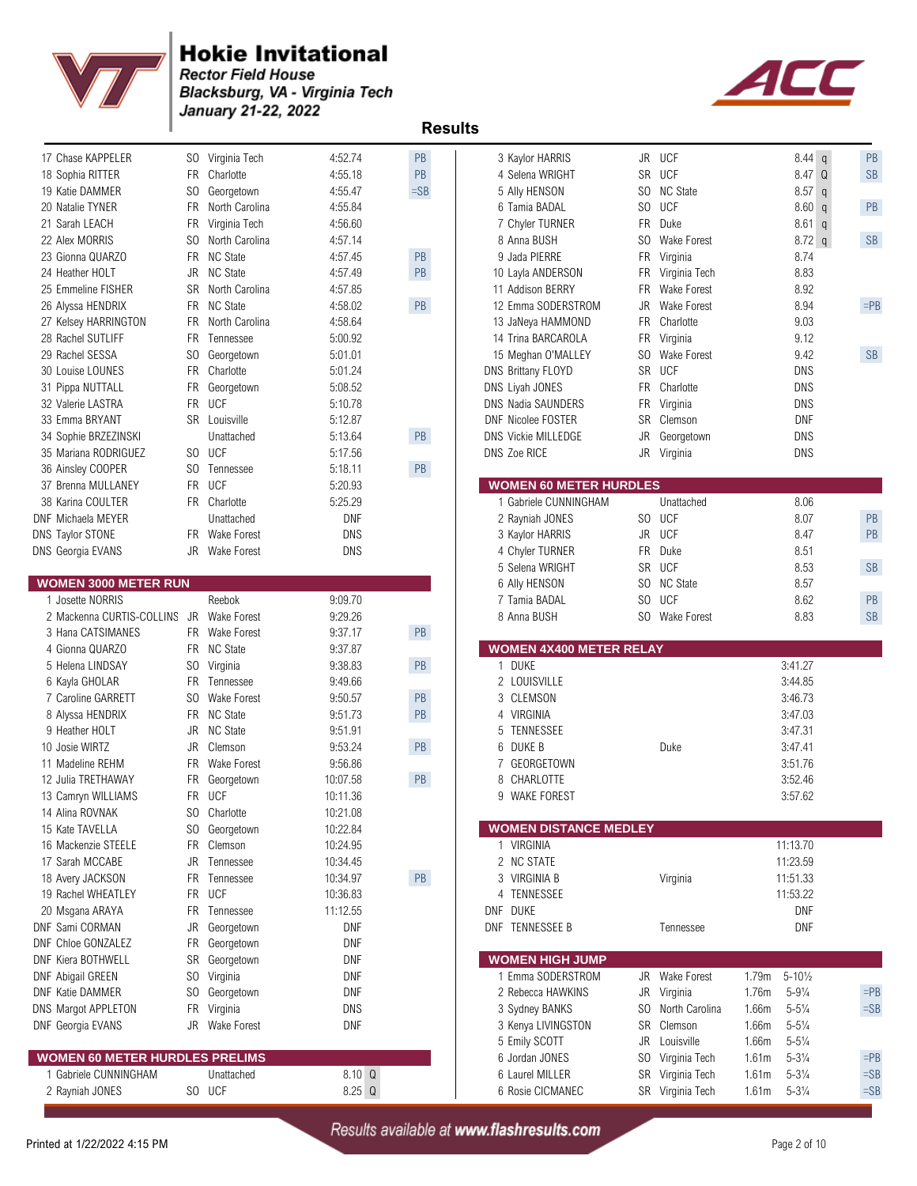# Hokie Invitational

*Rector Field House*
*Blacksburg, VA - Virginia Tech*
*January 21-22, 2022*

## Results

| Place | Name | Year | Team | Mark | |
|---|---|---|---|---|---|
| 17 | Chase KAPPELER | SO | Virginia Tech | 4:52.74 | PB |
| 18 | Sophia RITTER | FR | Charlotte | 4:55.18 | PB |
| 19 | Katie DAMMER | SO | Georgetown | 4:55.47 | =SB |
| 20 | Natalie TYNER | FR | North Carolina | 4:55.84 | |
| 21 | Sarah LEACH | FR | Virginia Tech | 4:56.60 | |
| 22 | Alex MORRIS | SO | North Carolina | 4:57.14 | |
| 23 | Gionna QUARZO | FR | NC State | 4:57.45 | PB |
| 24 | Heather HOLT | JR | NC State | 4:57.49 | PB |
| 25 | Emmeline FISHER | SR | North Carolina | 4:57.85 | |
| 26 | Alyssa HENDRIX | FR | NC State | 4:58.02 | PB |
| 27 | Kelsey HARRINGTON | FR | North Carolina | 4:58.64 | |
| 28 | Rachel SUTLIFF | FR | Tennessee | 5:00.92 | |
| 29 | Rachel SESSA | SO | Georgetown | 5:01.01 | |
| 30 | Louise LOUNES | FR | Charlotte | 5:01.24 | |
| 31 | Pippa NUTTALL | FR | Georgetown | 5:08.52 | |
| 32 | Valerie LASTRA | FR | UCF | 5:10.78 | |
| 33 | Emma BRYANT | SR | Louisville | 5:12.87 | |
| 34 | Sophie BRZEZINSKI | | Unattached | 5:13.64 | PB |
| 35 | Mariana RODRIGUEZ | SO | UCF | 5:17.56 | |
| 36 | Ainsley COOPER | SO | Tennessee | 5:18.11 | PB |
| 37 | Brenna MULLANEY | FR | UCF | 5:20.93 | |
| 38 | Karina COULTER | FR | Charlotte | 5:25.29 | |
| DNF | Michaela MEYER | | Unattached | DNF | |
| DNS | Taylor STONE | FR | Wake Forest | DNS | |
| DNS | Georgia EVANS | JR | Wake Forest | DNS | |

### WOMEN 3000 METER RUN

| Place | Name | Year | Team | Mark | |
|---|---|---|---|---|---|
| 1 | Josette NORRIS | | Reebok | 9:09.70 | |
| 2 | Mackenna CURTIS-COLLINS | JR | Wake Forest | 9:29.26 | |
| 3 | Hana CATSIMANES | FR | Wake Forest | 9:37.17 | PB |
| 4 | Gionna QUARZO | FR | NC State | 9:37.87 | |
| 5 | Helena LINDSAY | SO | Virginia | 9:38.83 | PB |
| 6 | Kayla GHOLAR | FR | Tennessee | 9:49.66 | |
| 7 | Caroline GARRETT | SO | Wake Forest | 9:50.57 | PB |
| 8 | Alyssa HENDRIX | FR | NC State | 9:51.73 | PB |
| 9 | Heather HOLT | JR | NC State | 9:51.91 | |
| 10 | Josie WIRTZ | JR | Clemson | 9:53.24 | PB |
| 11 | Madeline REHM | FR | Wake Forest | 9:56.86 | |
| 12 | Julia TRETHAWAY | FR | Georgetown | 10:07.58 | PB |
| 13 | Camryn WILLIAMS | FR | UCF | 10:11.36 | |
| 14 | Alina ROVNAK | SO | Charlotte | 10:21.08 | |
| 15 | Kate TAVELLA | SO | Georgetown | 10:22.84 | |
| 16 | Mackenzie STEELE | FR | Clemson | 10:24.95 | |
| 17 | Sarah MCCABE | JR | Tennessee | 10:34.45 | |
| 18 | Avery JACKSON | FR | Tennessee | 10:34.97 | PB |
| 19 | Rachel WHEATLEY | FR | UCF | 10:36.83 | |
| 20 | Msgana ARAYA | FR | Tennessee | 11:12.55 | |
| DNF | Sami CORMAN | JR | Georgetown | DNF | |
| DNF | Chloe GONZALEZ | FR | Georgetown | DNF | |
| DNF | Kiera BOTHWELL | SR | Georgetown | DNF | |
| DNF | Abigail GREEN | SO | Virginia | DNF | |
| DNF | Katie DAMMER | SO | Georgetown | DNF | |
| DNS | Margot APPLETON | FR | Virginia | DNS | |
| DNF | Georgia EVANS | JR | Wake Forest | DNF | |

### WOMEN 60 METER HURDLES PRELIMS

| Place | Name | Year | Team | Mark | Q | |
|---|---|---|---|---|---|---|
| 1 | Gabriele CUNNINGHAM | | Unattached | 8.10 | Q | |
| 2 | Rayniah JONES | SO | UCF | 8.25 | Q | |
| 3 | Kaylor HARRIS | JR | UCF | 8.44 | q | PB |
| 4 | Selena WRIGHT | SR | UCF | 8.47 | Q | SB |
| 5 | Ally HENSON | SO | NC State | 8.57 | q | |
| 6 | Tamia BADAL | SO | UCF | 8.60 | q | PB |
| 7 | Chyler TURNER | FR | Duke | 8.61 | q | |
| 8 | Anna BUSH | SO | Wake Forest | 8.72 | q | SB |
| 9 | Jada PIERRE | FR | Virginia | 8.74 | | |
| 10 | Layla ANDERSON | FR | Virginia Tech | 8.83 | | |
| 11 | Addison BERRY | FR | Wake Forest | 8.92 | | |
| 12 | Emma SODERSTROM | JR | Wake Forest | 8.94 | | =PB |
| 13 | JaNeya HAMMOND | FR | Charlotte | 9.03 | | |
| 14 | Trina BARCAROLA | FR | Virginia | 9.12 | | |
| 15 | Meghan O'MALLEY | SO | Wake Forest | 9.42 | | SB |
| DNS | Brittany FLOYD | SR | UCF | DNS | | |
| DNS | Liyah JONES | FR | Charlotte | DNS | | |
| DNS | Nadia SAUNDERS | FR | Virginia | DNS | | |
| DNF | Nicolee FOSTER | SR | Clemson | DNF | | |
| DNS | Vickie MILLEDGE | JR | Georgetown | DNS | | |
| DNS | Zoe RICE | JR | Virginia | DNS | | |

### WOMEN 60 METER HURDLES

| Place | Name | Year | Team | Mark | |
|---|---|---|---|---|---|
| 1 | Gabriele CUNNINGHAM | | Unattached | 8.06 | |
| 2 | Rayniah JONES | SO | UCF | 8.07 | PB |
| 3 | Kaylor HARRIS | JR | UCF | 8.47 | PB |
| 4 | Chyler TURNER | FR | Duke | 8.51 | |
| 5 | Selena WRIGHT | SR | UCF | 8.53 | SB |
| 6 | Ally HENSON | SO | NC State | 8.57 | |
| 7 | Tamia BADAL | SO | UCF | 8.62 | PB |
| 8 | Anna BUSH | SO | Wake Forest | 8.83 | SB |

### WOMEN 4X400 METER RELAY

| Place | Team | | Mark |
|---|---|---|---|
| 1 | DUKE | | 3:41.27 |
| 2 | LOUISVILLE | | 3:44.85 |
| 3 | CLEMSON | | 3:46.73 |
| 4 | VIRGINIA | | 3:47.03 |
| 5 | TENNESSEE | | 3:47.31 |
| 6 | DUKE B | Duke | 3:47.41 |
| 7 | GEORGETOWN | | 3:51.76 |
| 8 | CHARLOTTE | | 3:52.46 |
| 9 | WAKE FOREST | | 3:57.62 |

### WOMEN DISTANCE MEDLEY

| Place | Team | | Mark |
|---|---|---|---|
| 1 | VIRGINIA | | 11:13.70 |
| 2 | NC STATE | | 11:23.59 |
| 3 | VIRGINIA B | Virginia | 11:51.33 |
| 4 | TENNESSEE | | 11:53.22 |
| DNF | DUKE | | DNF |
| DNF | TENNESSEE B | Tennessee | DNF |

### WOMEN HIGH JUMP

| Place | Name | Year | Team | Mark | | |
|---|---|---|---|---|---|---|
| 1 | Emma SODERSTROM | JR | Wake Forest | 1.79m | 5-10½ | |
| 2 | Rebecca HAWKINS | JR | Virginia | 1.76m | 5-9¼ | =PB |
| 3 | Sydney BANKS | SO | North Carolina | 1.66m | 5-5¼ | =SB |
| 3 | Kenya LIVINGSTON | SR | Clemson | 1.66m | 5-5¼ | |
| 5 | Emily SCOTT | JR | Louisville | 1.66m | 5-5¼ | |
| 6 | Jordan JONES | SO | Virginia Tech | 1.61m | 5-3¼ | =PB |
| 6 | Laurel MILLER | SR | Virginia Tech | 1.61m | 5-3¼ | =SB |
| 6 | Rosie CICMANEC | SR | Virginia Tech | 1.61m | 5-3¼ | =SB |

*Results available at www.flashresults.com*

Printed at 1/22/2022 4:15 PM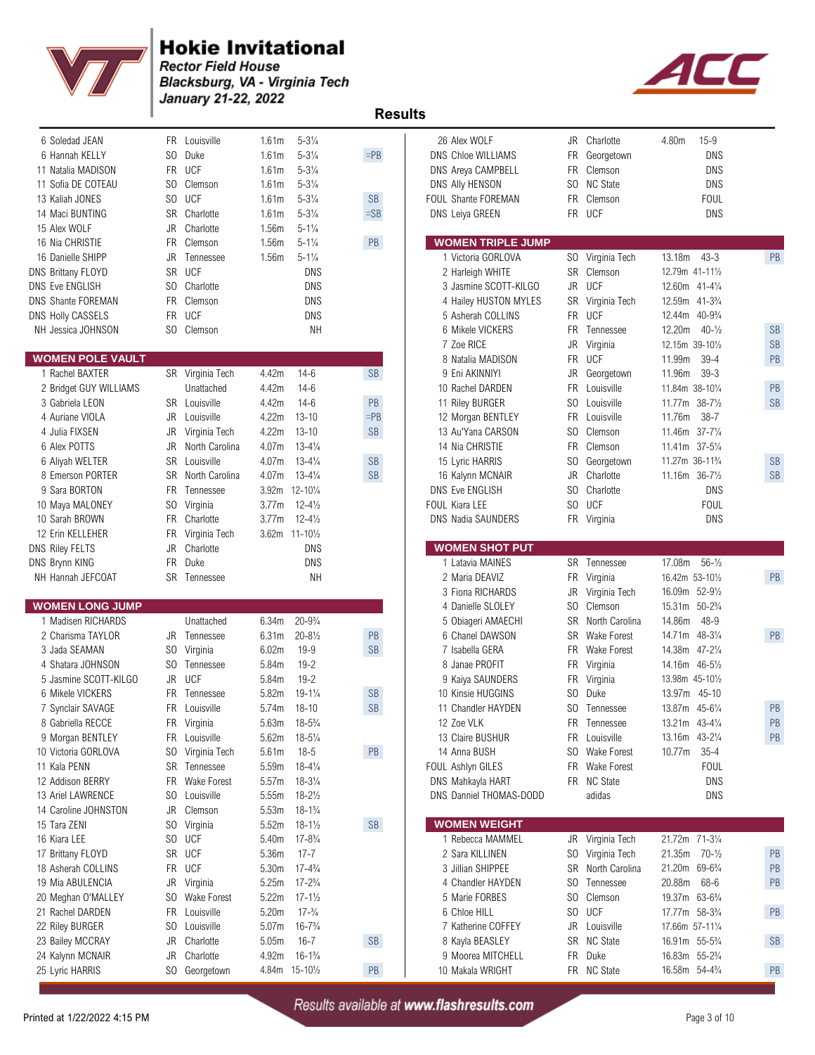# Hokie Invitational

*Rector Field House*
*Blacksburg, VA - Virginia Tech*
*January 21-22, 2022*

## Results

| Place | Name | Yr | Team | Mark | Conv | Note |
|---|---|---|---|---|---|---|
| 6 | Soledad JEAN | FR | Louisville | 1.61m | 5-3¼ | |
| 6 | Hannah KELLY | SO | Duke | 1.61m | 5-3¼ | =PB |
| 11 | Natalia MADISON | FR | UCF | 1.61m | 5-3¼ | |
| 11 | Sofia DE COTEAU | SO | Clemson | 1.61m | 5-3¼ | |
| 13 | Kaliah JONES | SO | UCF | 1.61m | 5-3¼ | SB |
| 14 | Maci BUNTING | SR | Charlotte | 1.61m | 5-3¼ | =SB |
| 15 | Alex WOLF | JR | Charlotte | 1.56m | 5-1¼ | |
| 16 | Nia CHRISTIE | FR | Clemson | 1.56m | 5-1¼ | PB |
| 16 | Danielle SHIPP | JR | Tennessee | 1.56m | 5-1¼ | |
| DNS | Brittany FLOYD | SR | UCF | DNS | | |
| DNS | Eve ENGLISH | SO | Charlotte | DNS | | |
| DNS | Shante FOREMAN | FR | Clemson | DNS | | |
| DNS | Holly CASSELS | FR | UCF | DNS | | |
| NH | Jessica JOHNSON | SO | Clemson | NH | | |

### WOMEN POLE VAULT

| Place | Name | Yr | Team | Mark | Conv | Note |
|---|---|---|---|---|---|---|
| 1 | Rachel BAXTER | SR | Virginia Tech | 4.42m | 14-6 | SB |
| 2 | Bridget GUY WILLIAMS | | Unattached | 4.42m | 14-6 | |
| 3 | Gabriela LEON | SR | Louisville | 4.42m | 14-6 | PB |
| 4 | Auriane VIOLA | JR | Louisville | 4.22m | 13-10 | =PB |
| 4 | Julia FIXSEN | JR | Virginia Tech | 4.22m | 13-10 | SB |
| 6 | Alex POTTS | JR | North Carolina | 4.07m | 13-4¼ | |
| 6 | Aliyah WELTER | SR | Louisville | 4.07m | 13-4¼ | SB |
| 8 | Emerson PORTER | SR | North Carolina | 4.07m | 13-4¼ | SB |
| 9 | Sara BORTON | FR | Tennessee | 3.92m | 12-10¼ | |
| 10 | Maya MALONEY | SO | Virginia | 3.77m | 12-4½ | |
| 10 | Sarah BROWN | FR | Charlotte | 3.77m | 12-4½ | |
| 12 | Erin KELLEHER | FR | Virginia Tech | 3.62m | 11-10½ | |
| DNS | Riley FELTS | JR | Charlotte | DNS | | |
| DNS | Brynn KING | FR | Duke | DNS | | |
| NH | Hannah JEFCOAT | SR | Tennessee | NH | | |

### WOMEN LONG JUMP

| Place | Name | Yr | Team | Mark | Conv | Note |
|---|---|---|---|---|---|---|
| 1 | Madisen RICHARDS | | Unattached | 6.34m | 20-9¾ | |
| 2 | Charisma TAYLOR | JR | Tennessee | 6.31m | 20-8½ | PB |
| 3 | Jada SEAMAN | SO | Virginia | 6.02m | 19-9 | SB |
| 4 | Shatara JOHNSON | SO | Tennessee | 5.84m | 19-2 | |
| 5 | Jasmine SCOTT-KILGO | JR | UCF | 5.84m | 19-2 | |
| 6 | Mikele VICKERS | FR | Tennessee | 5.82m | 19-1¼ | SB |
| 7 | Synclair SAVAGE | FR | Louisville | 5.74m | 18-10 | SB |
| 8 | Gabriella RECCE | FR | Virginia | 5.63m | 18-5¾ | |
| 9 | Morgan BENTLEY | FR | Louisville | 5.62m | 18-5¼ | |
| 10 | Victoria GORLOVA | SO | Virginia Tech | 5.61m | 18-5 | PB |
| 11 | Kala PENN | SR | Tennessee | 5.59m | 18-4¼ | |
| 12 | Addison BERRY | FR | Wake Forest | 5.57m | 18-3¼ | |
| 13 | Ariel LAWRENCE | SO | Louisville | 5.55m | 18-2½ | |
| 14 | Caroline JOHNSTON | JR | Clemson | 5.53m | 18-1¾ | |
| 15 | Tara ZENI | SO | Virginia | 5.52m | 18-1½ | SB |
| 16 | Kiara LEE | SO | UCF | 5.40m | 17-8¾ | |
| 17 | Brittany FLOYD | SR | UCF | 5.36m | 17-7 | |
| 18 | Asherah COLLINS | FR | UCF | 5.30m | 17-4¾ | |
| 19 | Mia ABULENCIA | JR | Virginia | 5.25m | 17-2¾ | |
| 20 | Meghan O'MALLEY | SO | Wake Forest | 5.22m | 17-1½ | |
| 21 | Rachel DARDEN | FR | Louisville | 5.20m | 17-¾ | |
| 22 | Riley BURGER | SO | Louisville | 5.07m | 16-7¾ | |
| 23 | Bailey MCCRAY | JR | Charlotte | 5.05m | 16-7 | SB |
| 24 | Kalynn MCNAIR | JR | Charlotte | 4.92m | 16-1¾ | |
| 25 | Lyric HARRIS | SO | Georgetown | 4.84m | 15-10½ | PB |
| 26 | Alex WOLF | JR | Charlotte | 4.80m | 15-9 | |
| DNS | Chloe WILLIAMS | FR | Georgetown | DNS | | |
| DNS | Areya CAMPBELL | FR | Clemson | DNS | | |
| DNS | Ally HENSON | SO | NC State | DNS | | |
| FOUL | Shante FOREMAN | FR | Clemson | FOUL | | |
| DNS | Leiya GREEN | FR | UCF | DNS | | |

### WOMEN TRIPLE JUMP

| Place | Name | Yr | Team | Mark | Conv | Note |
|---|---|---|---|---|---|---|
| 1 | Victoria GORLOVA | SO | Virginia Tech | 13.18m | 43-3 | PB |
| 2 | Harleigh WHITE | SR | Clemson | 12.79m | 41-11½ | |
| 3 | Jasmine SCOTT-KILGO | JR | UCF | 12.60m | 41-4¼ | |
| 4 | Hailey HUSTON MYLES | SR | Virginia Tech | 12.59m | 41-3¾ | |
| 5 | Asherah COLLINS | FR | UCF | 12.44m | 40-9¾ | |
| 6 | Mikele VICKERS | FR | Tennessee | 12.20m | 40-½ | SB |
| 7 | Zoe RICE | JR | Virginia | 12.15m | 39-10½ | SB |
| 8 | Natalia MADISON | FR | UCF | 11.99m | 39-4 | PB |
| 9 | Eni AKINNIYI | JR | Georgetown | 11.96m | 39-3 | |
| 10 | Rachel DARDEN | FR | Louisville | 11.84m | 38-10¼ | PB |
| 11 | Riley BURGER | SO | Louisville | 11.77m | 38-7½ | SB |
| 12 | Morgan BENTLEY | FR | Louisville | 11.76m | 38-7 | |
| 13 | Au'Yana CARSON | SO | Clemson | 11.46m | 37-7¼ | |
| 14 | Nia CHRISTIE | FR | Clemson | 11.41m | 37-5¼ | |
| 15 | Lyric HARRIS | SO | Georgetown | 11.27m | 36-11¾ | SB |
| 16 | Kalynn MCNAIR | JR | Charlotte | 11.16m | 36-7½ | SB |
| DNS | Eve ENGLISH | SO | Charlotte | DNS | | |
| FOUL | Kiara LEE | SO | UCF | FOUL | | |
| DNS | Nadia SAUNDERS | FR | Virginia | DNS | | |

### WOMEN SHOT PUT

| Place | Name | Yr | Team | Mark | Conv | Note |
|---|---|---|---|---|---|---|
| 1 | Latavia MAINES | SR | Tennessee | 17.08m | 56-½ | |
| 2 | Maria DEAVIZ | FR | Virginia | 16.42m | 53-10½ | PB |
| 3 | Fiona RICHARDS | JR | Virginia Tech | 16.09m | 52-9½ | |
| 4 | Danielle SLOLEY | SO | Clemson | 15.31m | 50-2¾ | |
| 5 | Obiageri AMAECHI | SR | North Carolina | 14.86m | 48-9 | |
| 6 | Chanel DAWSON | SR | Wake Forest | 14.71m | 48-3¼ | PB |
| 7 | Isabella GERA | FR | Wake Forest | 14.38m | 47-2¼ | |
| 8 | Janae PROFIT | FR | Virginia | 14.16m | 46-5½ | |
| 9 | Kaiya SAUNDERS | FR | Virginia | 13.98m | 45-10½ | |
| 10 | Kinsie HUGGINS | SO | Duke | 13.97m | 45-10 | |
| 11 | Chandler HAYDEN | SO | Tennessee | 13.87m | 45-6¼ | PB |
| 12 | Zoe VLK | FR | Tennessee | 13.21m | 43-4¼ | PB |
| 13 | Claire BUSHUR | FR | Louisville | 13.16m | 43-2¼ | PB |
| 14 | Anna BUSH | SO | Wake Forest | 10.77m | 35-4 | |
| FOUL | Ashlyn GILES | FR | Wake Forest | FOUL | | |
| DNS | Mahkayla HART | FR | NC State | DNS | | |
| DNS | Danniel THOMAS-DODD | | adidas | DNS | | |

### WOMEN WEIGHT

| Place | Name | Yr | Team | Mark | Conv | Note |
|---|---|---|---|---|---|---|
| 1 | Rebecca MAMMEL | JR | Virginia Tech | 21.72m | 71-3¼ | |
| 2 | Sara KILLINEN | SO | Virginia Tech | 21.35m | 70-½ | PB |
| 3 | Jillian SHIPPEE | SR | North Carolina | 21.20m | 69-6¾ | PB |
| 4 | Chandler HAYDEN | SO | Tennessee | 20.88m | 68-6 | PB |
| 5 | Marie FORBES | SO | Clemson | 19.37m | 63-6¾ | |
| 6 | Chloe HILL | SO | UCF | 17.77m | 58-3¾ | PB |
| 7 | Katherine COFFEY | JR | Louisville | 17.66m | 57-11¼ | |
| 8 | Kayla BEASLEY | SR | NC State | 16.91m | 55-5¾ | SB |
| 9 | Moorea MITCHELL | FR | Duke | 16.83m | 55-2¾ | |
| 10 | Makala WRIGHT | FR | NC State | 16.58m | 54-4¾ | PB |

*Results available at www.flashresults.com*

Printed at 1/22/2022 4:15 PM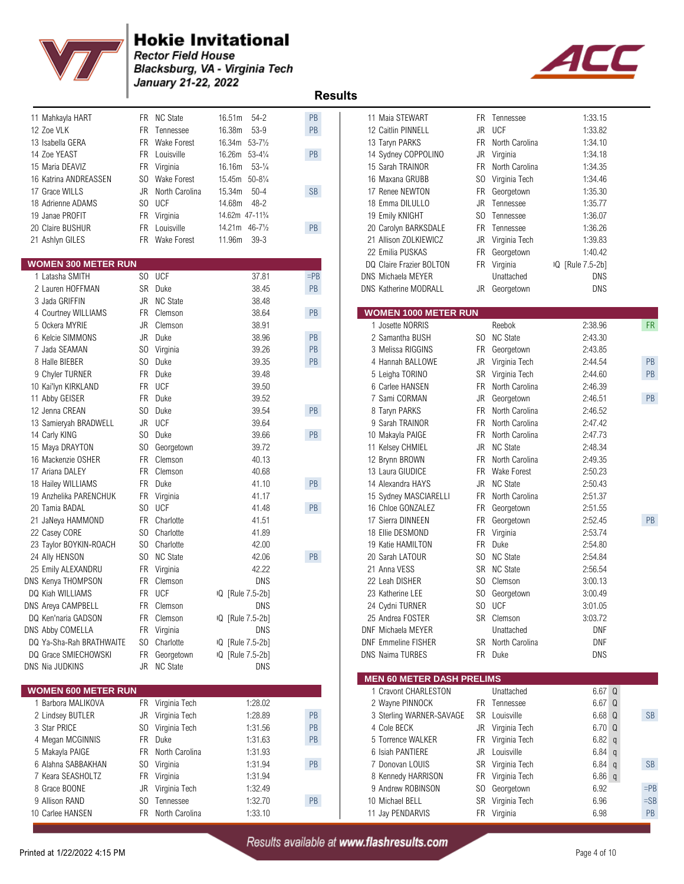# Hokie Invitational

*Rector Field House*
*Blacksburg, VA - Virginia Tech*
*January 21-22, 2022*

## Results

| Place | Name | Yr | Team | Mark | | Note |
|---|---|---|---|---|---|---|
| 11 | Mahkayla HART | FR | NC State | 16.51m | 54-2 | PB |
| 12 | Zoe VLK | FR | Tennessee | 16.38m | 53-9 | PB |
| 13 | Isabella GERA | FR | Wake Forest | 16.34m | 53-7½ | |
| 14 | Zoe YEAST | FR | Louisville | 16.26m | 53-4¼ | PB |
| 15 | Maria DEAVIZ | FR | Virginia | 16.16m | 53-¼ | |
| 16 | Katrina ANDREASSEN | SO | Wake Forest | 15.45m | 50-8¼ | |
| 17 | Grace WILLS | JR | North Carolina | 15.34m | 50-4 | SB |
| 18 | Adrienne ADAMS | SO | UCF | 14.68m | 48-2 | |
| 19 | Janae PROFIT | FR | Virginia | 14.62m | 47-11¾ | |
| 20 | Claire BUSHUR | FR | Louisville | 14.21m | 46-7½ | PB |
| 21 | Ashlyn GILES | FR | Wake Forest | 11.96m | 39-3 | |

### WOMEN 300 METER RUN

| Place | Name | Yr | Team | Mark | Note |
|---|---|---|---|---|---|
| 1 | Latasha SMITH | SO | UCF | 37.81 | =PB |
| 2 | Lauren HOFFMAN | SR | Duke | 38.45 | PB |
| 3 | Jada GRIFFIN | JR | NC State | 38.48 | |
| 4 | Courtney WILLIAMS | FR | Clemson | 38.64 | PB |
| 5 | Ockera MYRIE | JR | Clemson | 38.91 | |
| 6 | Kelcie SIMMONS | JR | Duke | 38.96 | PB |
| 7 | Jada SEAMAN | SO | Virginia | 39.26 | PB |
| 8 | Halle BIEBER | SO | Duke | 39.35 | PB |
| 9 | Chyler TURNER | FR | Duke | 39.48 | |
| 10 | Kai'lyn KIRKLAND | FR | UCF | 39.50 | |
| 11 | Abby GEISER | FR | Duke | 39.52 | |
| 12 | Jenna CREAN | SO | Duke | 39.54 | PB |
| 13 | Samieryah BRADWELL | JR | UCF | 39.64 | |
| 14 | Carly KING | SO | Duke | 39.66 | PB |
| 15 | Maya DRAYTON | SO | Georgetown | 39.72 | |
| 16 | Mackenzie OSHER | FR | Clemson | 40.13 | |
| 17 | Ariana DALEY | FR | Clemson | 40.68 | |
| 18 | Hailey WILLIAMS | FR | Duke | 41.10 | PB |
| 19 | Anzhelika PARENCHUK | FR | Virginia | 41.17 | |
| 20 | Tamia BADAL | SO | UCF | 41.48 | PB |
| 21 | JaNeya HAMMOND | FR | Charlotte | 41.51 | |
| 22 | Casey CORE | SO | Charlotte | 41.89 | |
| 23 | Taylor BOYKIN-ROACH | SO | Charlotte | 42.00 | |
| 24 | Ally HENSON | SO | NC State | 42.06 | PB |
| 25 | Emily ALEXANDRU | FR | Virginia | 42.22 | |
| DNS | Kenya THOMPSON | FR | Clemson | DNS | |
| DQ | Kiah WILLIAMS | FR | UCF | DQ [Rule 7.5-2b] | |
| DNS | Areya CAMPBELL | FR | Clemson | DNS | |
| DQ | Ken'naria GADSON | FR | Clemson | DQ [Rule 7.5-2b] | |
| DNS | Abby COMELLA | FR | Virginia | DNS | |
| DQ | Ya-Sha-Rah BRATHWAITE | SO | Charlotte | DQ [Rule 7.5-2b] | |
| DQ | Grace SMIECHOWSKI | FR | Georgetown | DQ [Rule 7.5-2b] | |
| DNS | Nia JUDKINS | JR | NC State | DNS | |

### WOMEN 600 METER RUN

| Place | Name | Yr | Team | Mark | Note |
|---|---|---|---|---|---|
| 1 | Barbora MALIKOVA | FR | Virginia Tech | 1:28.02 | |
| 2 | Lindsey BUTLER | JR | Virginia Tech | 1:28.89 | PB |
| 3 | Star PRICE | SO | Virginia Tech | 1:31.56 | PB |
| 4 | Megan MCGINNIS | FR | Duke | 1:31.63 | PB |
| 5 | Makayla PAIGE | FR | North Carolina | 1:31.93 | |
| 6 | Alahna SABBAKHAN | SO | Virginia | 1:31.94 | PB |
| 7 | Keara SEASHOLTZ | FR | Virginia | 1:31.94 | |
| 8 | Grace BOONE | JR | Virginia Tech | 1:32.49 | |
| 9 | Allison RAND | SO | Tennessee | 1:32.70 | PB |
| 10 | Carlee HANSEN | FR | North Carolina | 1:33.10 | |
| 11 | Maia STEWART | FR | Tennessee | 1:33.15 | |
| 12 | Caitlin PINNELL | JR | UCF | 1:33.82 | |
| 13 | Taryn PARKS | FR | North Carolina | 1:34.10 | |
| 14 | Sydney COPPOLINO | JR | Virginia | 1:34.18 | |
| 15 | Sarah TRAINOR | FR | North Carolina | 1:34.35 | |
| 16 | Maxana GRUBB | SO | Virginia Tech | 1:34.46 | |
| 17 | Renee NEWTON | FR | Georgetown | 1:35.30 | |
| 18 | Emma DILULLO | JR | Tennessee | 1:35.77 | |
| 19 | Emily KNIGHT | SO | Tennessee | 1:36.07 | |
| 20 | Carolyn BARKSDALE | FR | Tennessee | 1:36.26 | |
| 21 | Allison ZOLKIEWICZ | JR | Virginia Tech | 1:39.83 | |
| 22 | Emilia PUSKAS | FR | Georgetown | 1:40.42 | |
| DQ | Claire Frazier BOLTON | FR | Virginia | DQ [Rule 7.5-2b] | |
| DNS | Michaela MEYER | | Unattached | DNS | |
| DNS | Katherine MODRALL | JR | Georgetown | DNS | |

### WOMEN 1000 METER RUN

| Place | Name | Yr | Team | Mark | Note |
|---|---|---|---|---|---|
| 1 | Josette NORRIS | | Reebok | 2:38.96 | FR |
| 2 | Samantha BUSH | SO | NC State | 2:43.30 | |
| 3 | Melissa RIGGINS | FR | Georgetown | 2:43.85 | |
| 4 | Hannah BALLOWE | JR | Virginia Tech | 2:44.54 | PB |
| 5 | Leigha TORINO | SR | Virginia Tech | 2:44.60 | PB |
| 6 | Carlee HANSEN | FR | North Carolina | 2:46.39 | |
| 7 | Sami CORMAN | JR | Georgetown | 2:46.51 | PB |
| 8 | Taryn PARKS | FR | North Carolina | 2:46.52 | |
| 9 | Sarah TRAINOR | FR | North Carolina | 2:47.42 | |
| 10 | Makayla PAIGE | FR | North Carolina | 2:47.73 | |
| 11 | Kelsey CHMIEL | JR | NC State | 2:48.34 | |
| 12 | Brynn BROWN | FR | North Carolina | 2:49.35 | |
| 13 | Laura GIUDICE | FR | Wake Forest | 2:50.23 | |
| 14 | Alexandra HAYS | JR | NC State | 2:50.43 | |
| 15 | Sydney MASCIARELLI | FR | North Carolina | 2:51.37 | |
| 16 | Chloe GONZALEZ | FR | Georgetown | 2:51.55 | |
| 17 | Sierra DINNEEN | FR | Georgetown | 2:52.45 | PB |
| 18 | Ellie DESMOND | FR | Virginia | 2:53.74 | |
| 19 | Katie HAMILTON | FR | Duke | 2:54.80 | |
| 20 | Sarah LATOUR | SO | NC State | 2:54.84 | |
| 21 | Anna VESS | SR | NC State | 2:56.54 | |
| 22 | Leah DISHER | SO | Clemson | 3:00.13 | |
| 23 | Katherine LEE | SO | Georgetown | 3:00.49 | |
| 24 | Cydni TURNER | SO | UCF | 3:01.05 | |
| 25 | Andrea FOSTER | SR | Clemson | 3:03.72 | |
| DNF | Michaela MEYER | | Unattached | DNF | |
| DNF | Emmeline FISHER | SR | North Carolina | DNF | |
| DNS | Naima TURBES | FR | Duke | DNS | |

### MEN 60 METER DASH PRELIMS

| Place | Name | Yr | Team | Mark | Q | Note |
|---|---|---|---|---|---|---|
| 1 | Cravont CHARLESTON | | Unattached | 6.67 | Q | |
| 2 | Wayne PINNOCK | FR | Tennessee | 6.67 | Q | |
| 3 | Sterling WARNER-SAVAGE | SR | Louisville | 6.68 | Q | SB |
| 4 | Cole BECK | JR | Virginia Tech | 6.70 | Q | |
| 5 | Torrence WALKER | FR | Virginia Tech | 6.82 | q | |
| 6 | Isiah PANTIERE | JR | Louisville | 6.84 | q | |
| 7 | Donovan LOUIS | SR | Virginia Tech | 6.84 | q | SB |
| 8 | Kennedy HARRISON | FR | Virginia Tech | 6.86 | q | |
| 9 | Andrew ROBINSON | SO | Georgetown | 6.92 | | =PB |
| 10 | Michael BELL | SR | Virginia Tech | 6.96 | | =SB |
| 11 | Jay PENDARVIS | FR | Virginia | 6.98 | | PB |

Results available at www.flashresults.com

Printed at 1/22/2022 4:15 PM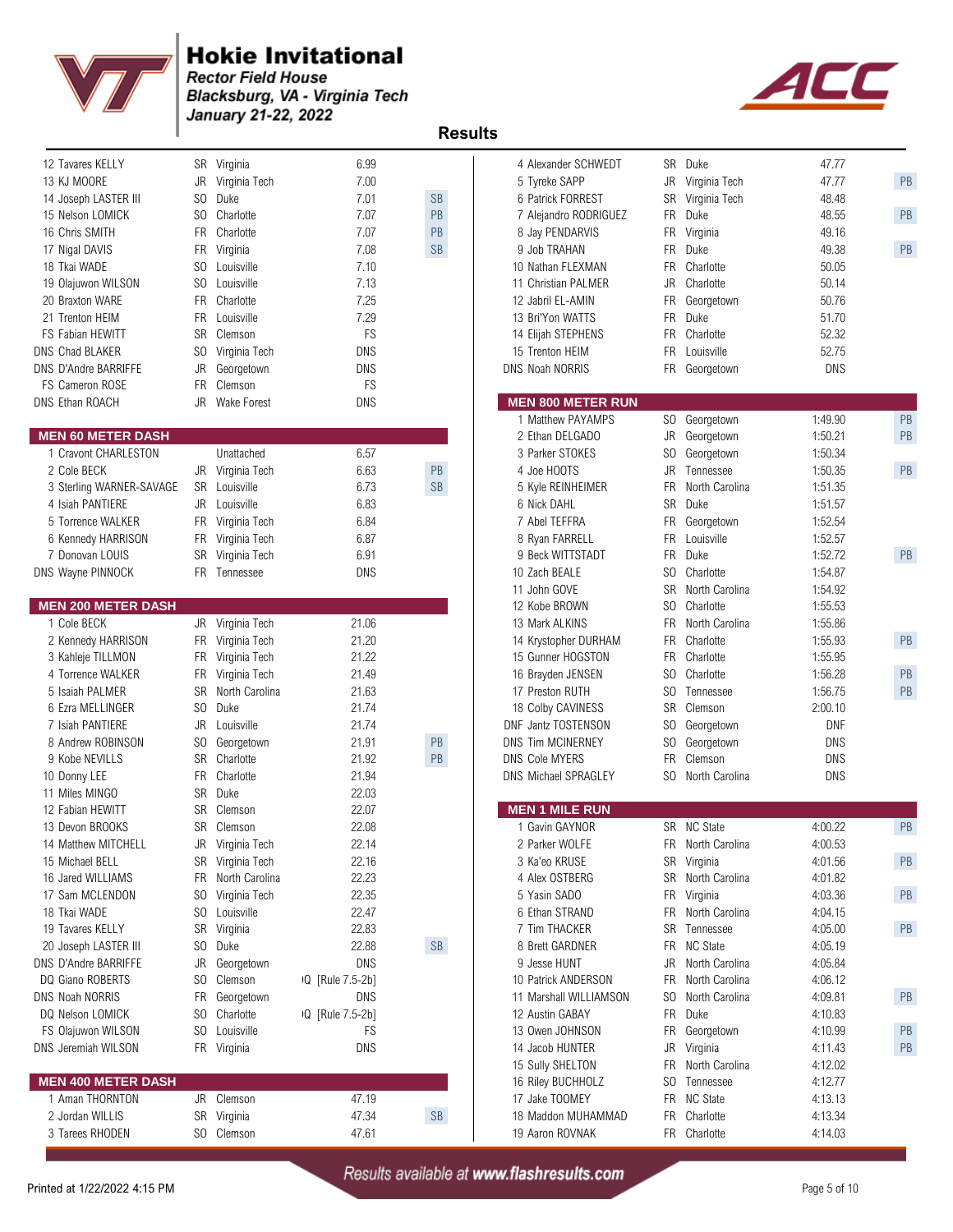# Hokie Invitational

*Rector Field House*
*Blacksburg, VA - Virginia Tech*
*January 21-22, 2022*

## Results

| Place | Name | Yr | Team | Mark | |
|---|---|---|---|---|---|
| 12 | Tavares KELLY | SR | Virginia | 6.99 | |
| 13 | KJ MOORE | JR | Virginia Tech | 7.00 | |
| 14 | Joseph LASTER III | SO | Duke | 7.01 | SB |
| 15 | Nelson LOMICK | SO | Charlotte | 7.07 | PB |
| 16 | Chris SMITH | FR | Charlotte | 7.07 | PB |
| 17 | Nigal DAVIS | FR | Virginia | 7.08 | SB |
| 18 | Tkai WADE | SO | Louisville | 7.10 | |
| 19 | Olajuwon WILSON | SO | Louisville | 7.13 | |
| 20 | Braxton WARE | FR | Charlotte | 7.25 | |
| 21 | Trenton HEIM | FR | Louisville | 7.29 | |
| FS | Fabian HEWITT | SR | Clemson | FS | |
| DNS | Chad BLAKER | SO | Virginia Tech | DNS | |
| DNS | D'Andre BARRIFFE | JR | Georgetown | DNS | |
| FS | Cameron ROSE | FR | Clemson | FS | |
| DNS | Ethan ROACH | JR | Wake Forest | DNS | |

### MEN 60 METER DASH

| Place | Name | Yr | Team | Mark | |
|---|---|---|---|---|---|
| 1 | Cravont CHARLESTON | | Unattached | 6.57 | |
| 2 | Cole BECK | JR | Virginia Tech | 6.63 | PB |
| 3 | Sterling WARNER-SAVAGE | SR | Louisville | 6.73 | SB |
| 4 | Isiah PANTIERE | JR | Louisville | 6.83 | |
| 5 | Torrence WALKER | FR | Virginia Tech | 6.84 | |
| 6 | Kennedy HARRISON | FR | Virginia Tech | 6.87 | |
| 7 | Donovan LOUIS | SR | Virginia Tech | 6.91 | |
| DNS | Wayne PINNOCK | FR | Tennessee | DNS | |

### MEN 200 METER DASH

| Place | Name | Yr | Team | Mark | |
|---|---|---|---|---|---|
| 1 | Cole BECK | JR | Virginia Tech | 21.06 | |
| 2 | Kennedy HARRISON | FR | Virginia Tech | 21.20 | |
| 3 | Kahleje TILLMON | FR | Virginia Tech | 21.22 | |
| 4 | Torrence WALKER | FR | Virginia Tech | 21.49 | |
| 5 | Isaiah PALMER | SR | North Carolina | 21.63 | |
| 6 | Ezra MELLINGER | SO | Duke | 21.74 | |
| 7 | Isiah PANTIERE | JR | Louisville | 21.74 | |
| 8 | Andrew ROBINSON | SO | Georgetown | 21.91 | PB |
| 9 | Kobe NEVILLS | SR | Charlotte | 21.92 | PB |
| 10 | Donny LEE | FR | Charlotte | 21.94 | |
| 11 | Miles MINGO | SR | Duke | 22.03 | |
| 12 | Fabian HEWITT | SR | Clemson | 22.07 | |
| 13 | Devon BROOKS | SR | Clemson | 22.08 | |
| 14 | Matthew MITCHELL | JR | Virginia Tech | 22.14 | |
| 15 | Michael BELL | SR | Virginia Tech | 22.16 | |
| 16 | Jared WILLIAMS | FR | North Carolina | 22.23 | |
| 17 | Sam MCLENDON | SO | Virginia Tech | 22.35 | |
| 18 | Tkai WADE | SO | Louisville | 22.47 | |
| 19 | Tavares KELLY | SR | Virginia | 22.83 | |
| 20 | Joseph LASTER III | SO | Duke | 22.88 | SB |
| DNS | D'Andre BARRIFFE | JR | Georgetown | DNS | |
| DQ | Giano ROBERTS | SO | Clemson | lQ [Rule 7.5-2b] | |
| DNS | Noah NORRIS | FR | Georgetown | DNS | |
| DQ | Nelson LOMICK | SO | Charlotte | lQ [Rule 7.5-2b] | |
| FS | Olajuwon WILSON | SO | Louisville | FS | |
| DNS | Jeremiah WILSON | FR | Virginia | DNS | |

### MEN 400 METER DASH

| Place | Name | Yr | Team | Mark | |
|---|---|---|---|---|---|
| 1 | Aman THORNTON | JR | Clemson | 47.19 | |
| 2 | Jordan WILLIS | SR | Virginia | 47.34 | SB |
| 3 | Tarees RHODEN | SO | Clemson | 47.61 | |
| 4 | Alexander SCHWEDT | SR | Duke | 47.77 | |
| 5 | Tyreke SAPP | JR | Virginia Tech | 47.77 | PB |
| 6 | Patrick FORREST | SR | Virginia Tech | 48.48 | |
| 7 | Alejandro RODRIGUEZ | FR | Duke | 48.55 | PB |
| 8 | Jay PENDARVIS | FR | Virginia | 49.16 | |
| 9 | Job TRAHAN | FR | Duke | 49.38 | PB |
| 10 | Nathan FLEXMAN | FR | Charlotte | 50.05 | |
| 11 | Christian PALMER | JR | Charlotte | 50.14 | |
| 12 | Jabril EL-AMIN | FR | Georgetown | 50.76 | |
| 13 | Bri'Yon WATTS | FR | Duke | 51.70 | |
| 14 | Elijah STEPHENS | FR | Charlotte | 52.32 | |
| 15 | Trenton HEIM | FR | Louisville | 52.75 | |
| DNS | Noah NORRIS | FR | Georgetown | DNS | |

### MEN 800 METER RUN

| Place | Name | Yr | Team | Mark | |
|---|---|---|---|---|---|
| 1 | Matthew PAYAMPS | SO | Georgetown | 1:49.90 | PB |
| 2 | Ethan DELGADO | JR | Georgetown | 1:50.21 | PB |
| 3 | Parker STOKES | SO | Georgetown | 1:50.34 | |
| 4 | Joe HOOTS | JR | Tennessee | 1:50.35 | PB |
| 5 | Kyle REINHEIMER | FR | North Carolina | 1:51.35 | |
| 6 | Nick DAHL | SR | Duke | 1:51.57 | |
| 7 | Abel TEFFRA | FR | Georgetown | 1:52.54 | |
| 8 | Ryan FARRELL | FR | Louisville | 1:52.57 | |
| 9 | Beck WITTSTADT | FR | Duke | 1:52.72 | PB |
| 10 | Zach BEALE | SO | Charlotte | 1:54.87 | |
| 11 | John GOVE | SR | North Carolina | 1:54.92 | |
| 12 | Kobe BROWN | SO | Charlotte | 1:55.53 | |
| 13 | Mark ALKINS | FR | North Carolina | 1:55.86 | |
| 14 | Krystopher DURHAM | FR | Charlotte | 1:55.93 | PB |
| 15 | Gunner HOGSTON | FR | Charlotte | 1:55.95 | |
| 16 | Brayden JENSEN | SO | Charlotte | 1:56.28 | PB |
| 17 | Preston RUTH | SO | Tennessee | 1:56.75 | PB |
| 18 | Colby CAVINESS | SR | Clemson | 2:00.10 | |
| DNF | Jantz TOSTENSON | SO | Georgetown | DNF | |
| DNS | Tim MCINERNEY | SO | Georgetown | DNS | |
| DNS | Cole MYERS | FR | Clemson | DNS | |
| DNS | Michael SPRAGLEY | SO | North Carolina | DNS | |

### MEN 1 MILE RUN

| Place | Name | Yr | Team | Mark | |
|---|---|---|---|---|---|
| 1 | Gavin GAYNOR | SR | NC State | 4:00.22 | PB |
| 2 | Parker WOLFE | FR | North Carolina | 4:00.53 | |
| 3 | Ka'eo KRUSE | SR | Virginia | 4:01.56 | PB |
| 4 | Alex OSTBERG | SR | North Carolina | 4:01.82 | |
| 5 | Yasin SADO | FR | Virginia | 4:03.36 | PB |
| 6 | Ethan STRAND | FR | North Carolina | 4:04.15 | |
| 7 | Tim THACKER | SR | Tennessee | 4:05.00 | PB |
| 8 | Brett GARDNER | FR | NC State | 4:05.19 | |
| 9 | Jesse HUNT | JR | North Carolina | 4:05.84 | |
| 10 | Patrick ANDERSON | FR | North Carolina | 4:06.12 | |
| 11 | Marshall WILLIAMSON | SO | North Carolina | 4:09.81 | PB |
| 12 | Austin GABAY | FR | Duke | 4:10.83 | |
| 13 | Owen JOHNSON | FR | Georgetown | 4:10.99 | PB |
| 14 | Jacob HUNTER | JR | Virginia | 4:11.43 | PB |
| 15 | Sully SHELTON | FR | North Carolina | 4:12.02 | |
| 16 | Riley BUCHHOLZ | SO | Tennessee | 4:12.77 | |
| 17 | Jake TOOMEY | FR | NC State | 4:13.13 | |
| 18 | Maddon MUHAMMAD | FR | Charlotte | 4:13.34 | |
| 19 | Aaron ROVNAK | FR | Charlotte | 4:14.03 | |

*Results available at www.flashresults.com*

Printed at 1/22/2022 4:15 PM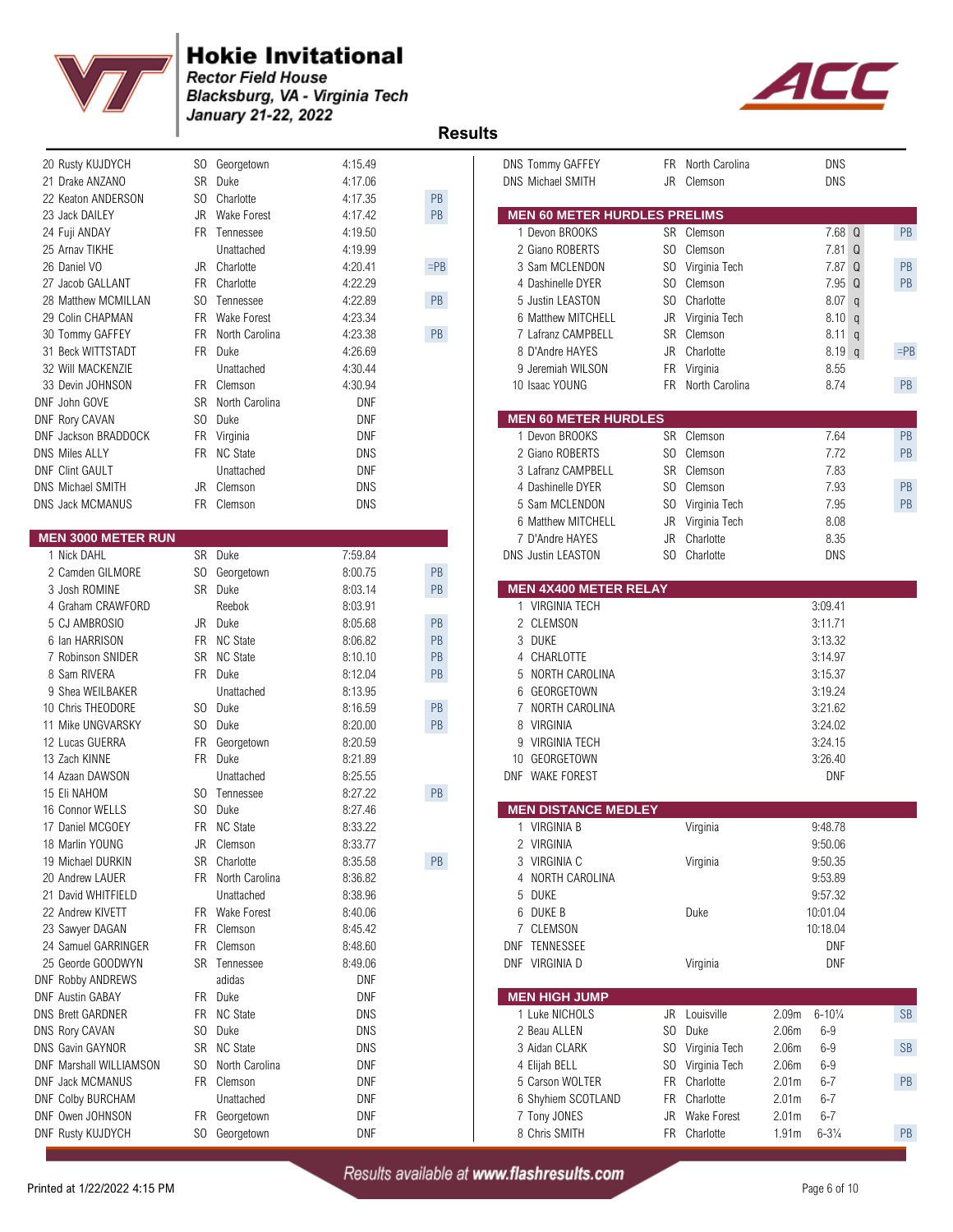# Hokie Invitational

*Rector Field House*
*Blacksburg, VA - Virginia Tech*
*January 21-22, 2022*

## Results

| Place | Name | Year | Team | Mark | |
|---|---|---|---|---|---|
| 20 | Rusty KUJDYCH | SO | Georgetown | 4:15.49 | |
| 21 | Drake ANZANO | SR | Duke | 4:17.06 | |
| 22 | Keaton ANDERSON | SO | Charlotte | 4:17.35 | PB |
| 23 | Jack DAILEY | JR | Wake Forest | 4:17.42 | PB |
| 24 | Fuji ANDAY | FR | Tennessee | 4:19.50 | |
| 25 | Arnav TIKHE | | Unattached | 4:19.99 | |
| 26 | Daniel VO | JR | Charlotte | 4:20.41 | =PB |
| 27 | Jacob GALLANT | FR | Charlotte | 4:22.29 | |
| 28 | Matthew MCMILLAN | SO | Tennessee | 4:22.89 | PB |
| 29 | Colin CHAPMAN | FR | Wake Forest | 4:23.34 | |
| 30 | Tommy GAFFEY | FR | North Carolina | 4:23.38 | PB |
| 31 | Beck WITTSTADT | FR | Duke | 4:26.69 | |
| 32 | Will MACKENZIE | | Unattached | 4:30.44 | |
| 33 | Devin JOHNSON | FR | Clemson | 4:30.94 | |
| DNF | John GOVE | SR | North Carolina | DNF | |
| DNF | Rory CAVAN | SO | Duke | DNF | |
| DNF | Jackson BRADDOCK | FR | Virginia | DNF | |
| DNS | Miles ALLY | FR | NC State | DNS | |
| DNF | Clint GAULT | | Unattached | DNF | |
| DNS | Michael SMITH | JR | Clemson | DNS | |
| DNS | Jack MCMANUS | FR | Clemson | DNS | |

### MEN 3000 METER RUN

| Place | Name | Year | Team | Mark | |
|---|---|---|---|---|---|
| 1 | Nick DAHL | SR | Duke | 7:59.84 | |
| 2 | Camden GILMORE | SO | Georgetown | 8:00.75 | PB |
| 3 | Josh ROMINE | SR | Duke | 8:03.14 | PB |
| 4 | Graham CRAWFORD | | Reebok | 8:03.91 | |
| 5 | CJ AMBROSIO | JR | Duke | 8:05.68 | PB |
| 6 | Ian HARRISON | FR | NC State | 8:06.82 | PB |
| 7 | Robinson SNIDER | SR | NC State | 8:10.10 | PB |
| 8 | Sam RIVERA | FR | Duke | 8:12.04 | PB |
| 9 | Shea WEILBAKER | | Unattached | 8:13.95 | |
| 10 | Chris THEODORE | SO | Duke | 8:16.59 | PB |
| 11 | Mike UNGVARSKY | SO | Duke | 8:20.00 | PB |
| 12 | Lucas GUERRA | FR | Georgetown | 8:20.59 | |
| 13 | Zach KINNE | FR | Duke | 8:21.89 | |
| 14 | Azaan DAWSON | | Unattached | 8:25.55 | |
| 15 | Eli NAHOM | SO | Tennessee | 8:27.22 | PB |
| 16 | Connor WELLS | SO | Duke | 8:27.46 | |
| 17 | Daniel MCGOEY | FR | NC State | 8:33.22 | |
| 18 | Marlin YOUNG | JR | Clemson | 8:33.77 | |
| 19 | Michael DURKIN | SR | Charlotte | 8:35.58 | PB |
| 20 | Andrew LAUER | FR | North Carolina | 8:36.82 | |
| 21 | David WHITFIELD | | Unattached | 8:38.96 | |
| 22 | Andrew KIVETT | FR | Wake Forest | 8:40.06 | |
| 23 | Sawyer DAGAN | FR | Clemson | 8:45.42 | |
| 24 | Samuel GARRINGER | FR | Clemson | 8:48.60 | |
| 25 | Georde GOODWYN | SR | Tennessee | 8:49.06 | |
| DNF | Robby ANDREWS | | adidas | DNF | |
| DNF | Austin GABAY | FR | Duke | DNF | |
| DNS | Brett GARDNER | FR | NC State | DNS | |
| DNS | Rory CAVAN | SO | Duke | DNS | |
| DNS | Gavin GAYNOR | SR | NC State | DNS | |
| DNF | Marshall WILLIAMSON | SO | North Carolina | DNF | |
| DNF | Jack MCMANUS | FR | Clemson | DNF | |
| DNF | Colby BURCHAM | | Unattached | DNF | |
| DNF | Owen JOHNSON | FR | Georgetown | DNF | |
| DNF | Rusty KUJDYCH | SO | Georgetown | DNF | |

| Place | Name | Year | Team | Mark |
|---|---|---|---|---|
| DNS | Tommy GAFFEY | FR | North Carolina | DNS |
| DNS | Michael SMITH | JR | Clemson | DNS |

### MEN 60 METER HURDLES PRELIMS

| Place | Name | Year | Team | Mark | Q | |
|---|---|---|---|---|---|---|
| 1 | Devon BROOKS | SR | Clemson | 7.68 | Q | PB |
| 2 | Giano ROBERTS | SO | Clemson | 7.81 | Q | |
| 3 | Sam MCLENDON | SO | Virginia Tech | 7.87 | Q | PB |
| 4 | Dashinelle DYER | SO | Clemson | 7.95 | Q | PB |
| 5 | Justin LEASTON | SO | Charlotte | 8.07 | q | |
| 6 | Matthew MITCHELL | JR | Virginia Tech | 8.10 | q | |
| 7 | Lafranz CAMPBELL | SR | Clemson | 8.11 | q | |
| 8 | D'Andre HAYES | JR | Charlotte | 8.19 | q | =PB |
| 9 | Jeremiah WILSON | FR | Virginia | 8.55 | | |
| 10 | Isaac YOUNG | FR | North Carolina | 8.74 | | PB |

### MEN 60 METER HURDLES

| Place | Name | Year | Team | Mark | |
|---|---|---|---|---|---|
| 1 | Devon BROOKS | SR | Clemson | 7.64 | PB |
| 2 | Giano ROBERTS | SO | Clemson | 7.72 | PB |
| 3 | Lafranz CAMPBELL | SR | Clemson | 7.83 | |
| 4 | Dashinelle DYER | SO | Clemson | 7.93 | PB |
| 5 | Sam MCLENDON | SO | Virginia Tech | 7.95 | PB |
| 6 | Matthew MITCHELL | JR | Virginia Tech | 8.08 | |
| 7 | D'Andre HAYES | JR | Charlotte | 8.35 | |
| DNS | Justin LEASTON | SO | Charlotte | DNS | |

### MEN 4X400 METER RELAY

| Place | Team | Mark |
|---|---|---|
| 1 | VIRGINIA TECH | 3:09.41 |
| 2 | CLEMSON | 3:11.71 |
| 3 | DUKE | 3:13.32 |
| 4 | CHARLOTTE | 3:14.97 |
| 5 | NORTH CAROLINA | 3:15.37 |
| 6 | GEORGETOWN | 3:19.24 |
| 7 | NORTH CAROLINA | 3:21.62 |
| 8 | VIRGINIA | 3:24.02 |
| 9 | VIRGINIA TECH | 3:24.15 |
| 10 | GEORGETOWN | 3:26.40 |
| DNF | WAKE FOREST | DNF |

### MEN DISTANCE MEDLEY

| Place | Team | Affiliation | Mark |
|---|---|---|---|
| 1 | VIRGINIA B | Virginia | 9:48.78 |
| 2 | VIRGINIA | | 9:50.06 |
| 3 | VIRGINIA C | Virginia | 9:50.35 |
| 4 | NORTH CAROLINA | | 9:53.89 |
| 5 | DUKE | | 9:57.32 |
| 6 | DUKE B | Duke | 10:01.04 |
| 7 | CLEMSON | | 10:18.04 |
| DNF | TENNESSEE | | DNF |
| DNF | VIRGINIA D | Virginia | DNF |

### MEN HIGH JUMP

| Place | Name | Year | Team | Mark | Imperial | |
|---|---|---|---|---|---|---|
| 1 | Luke NICHOLS | JR | Louisville | 2.09m | 6-10¼ | SB |
| 2 | Beau ALLEN | SO | Duke | 2.06m | 6-9 | |
| 3 | Aidan CLARK | SO | Virginia Tech | 2.06m | 6-9 | SB |
| 4 | Elijah BELL | SO | Virginia Tech | 2.06m | 6-9 | |
| 5 | Carson WOLTER | FR | Charlotte | 2.01m | 6-7 | PB |
| 6 | Shyhiem SCOTLAND | FR | Charlotte | 2.01m | 6-7 | |
| 7 | Tony JONES | JR | Wake Forest | 2.01m | 6-7 | |
| 8 | Chris SMITH | FR | Charlotte | 1.91m | 6-3¼ | PB |

Results available at www.flashresults.com

Printed at 1/22/2022 4:15 PM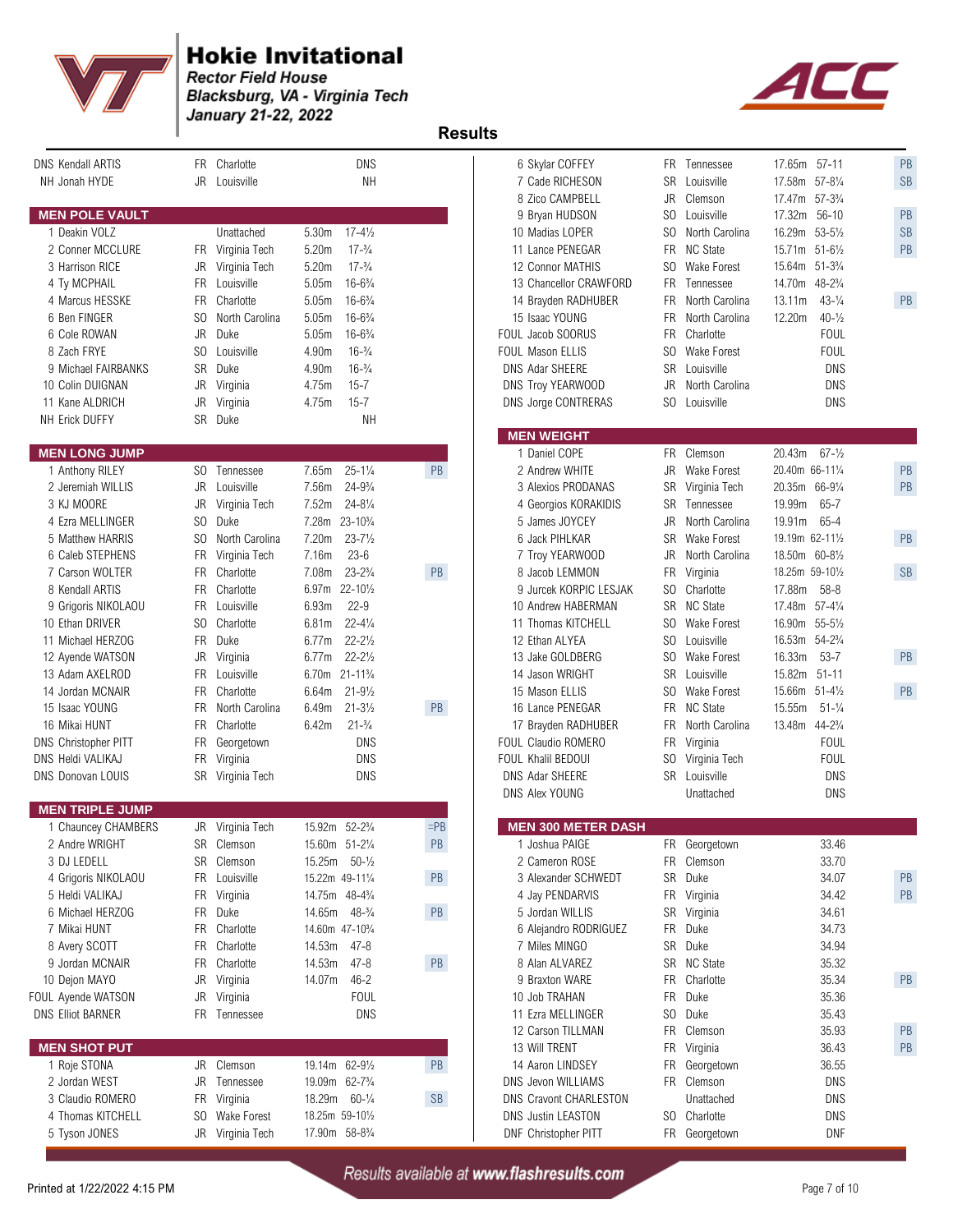# Hokie Invitational

*Rector Field House*
*Blacksburg, VA - Virginia Tech*
*January 21-22, 2022*

## Results

| Place | Name | Year | Team | Mark | Imperial | Note |
|---|---|---|---|---|---|---|
| DNS | Kendall ARTIS | FR | Charlotte | DNS | | |
| NH | Jonah HYDE | JR | Louisville | NH | | |

### MEN POLE VAULT

| Place | Name | Year | Team | Mark | Imperial | Note |
|---|---|---|---|---|---|---|
| 1 | Deakin VOLZ | | Unattached | 5.30m | 17-4½ | |
| 2 | Conner MCCLURE | FR | Virginia Tech | 5.20m | 17-¾ | |
| 3 | Harrison RICE | JR | Virginia Tech | 5.20m | 17-¾ | |
| 4 | Ty MCPHAIL | FR | Louisville | 5.05m | 16-6¾ | |
| 4 | Marcus HESSKE | FR | Charlotte | 5.05m | 16-6¾ | |
| 6 | Ben FINGER | SO | North Carolina | 5.05m | 16-6¾ | |
| 6 | Cole ROWAN | JR | Duke | 5.05m | 16-6¾ | |
| 8 | Zach FRYE | SO | Louisville | 4.90m | 16-¾ | |
| 9 | Michael FAIRBANKS | SR | Duke | 4.90m | 16-¾ | |
| 10 | Colin DUIGNAN | JR | Virginia | 4.75m | 15-7 | |
| 11 | Kane ALDRICH | JR | Virginia | 4.75m | 15-7 | |
| NH | Erick DUFFY | SR | Duke | NH | | |

### MEN LONG JUMP

| Place | Name | Year | Team | Mark | Imperial | Note |
|---|---|---|---|---|---|---|
| 1 | Anthony RILEY | SO | Tennessee | 7.65m | 25-1¼ | PB |
| 2 | Jeremiah WILLIS | JR | Louisville | 7.56m | 24-9¾ | |
| 3 | KJ MOORE | JR | Virginia Tech | 7.52m | 24-8¼ | |
| 4 | Ezra MELLINGER | SO | Duke | 7.28m | 23-10¾ | |
| 5 | Matthew HARRIS | SO | North Carolina | 7.20m | 23-7½ | |
| 6 | Caleb STEPHENS | FR | Virginia Tech | 7.16m | 23-6 | |
| 7 | Carson WOLTER | FR | Charlotte | 7.08m | 23-2¾ | PB |
| 8 | Kendall ARTIS | FR | Charlotte | 6.97m | 22-10½ | |
| 9 | Grigoris NIKOLAOU | FR | Louisville | 6.93m | 22-9 | |
| 10 | Ethan DRIVER | SO | Charlotte | 6.81m | 22-4¼ | |
| 11 | Michael HERZOG | FR | Duke | 6.77m | 22-2½ | |
| 12 | Ayende WATSON | JR | Virginia | 6.77m | 22-2½ | |
| 13 | Adam AXELROD | FR | Louisville | 6.70m | 21-11¾ | |
| 14 | Jordan MCNAIR | FR | Charlotte | 6.64m | 21-9½ | |
| 15 | Isaac YOUNG | FR | North Carolina | 6.49m | 21-3½ | PB |
| 16 | Mikai HUNT | FR | Charlotte | 6.42m | 21-¾ | |
| DNS | Christopher PITT | FR | Georgetown | DNS | | |
| DNS | Heldi VALIKAJ | FR | Virginia | DNS | | |
| DNS | Donovan LOUIS | SR | Virginia Tech | DNS | | |

### MEN TRIPLE JUMP

| Place | Name | Year | Team | Mark | Imperial | Note |
|---|---|---|---|---|---|---|
| 1 | Chauncey CHAMBERS | JR | Virginia Tech | 15.92m | 52-2¾ | =PB |
| 2 | Andre WRIGHT | SR | Clemson | 15.60m | 51-2¼ | PB |
| 3 | DJ LEDELL | SR | Clemson | 15.25m | 50-½ | |
| 4 | Grigoris NIKOLAOU | FR | Louisville | 15.22m | 49-11¼ | PB |
| 5 | Heldi VALIKAJ | FR | Virginia | 14.75m | 48-4¾ | |
| 6 | Michael HERZOG | FR | Duke | 14.65m | 48-¾ | PB |
| 7 | Mikai HUNT | FR | Charlotte | 14.60m | 47-10¾ | |
| 8 | Avery SCOTT | FR | Charlotte | 14.53m | 47-8 | |
| 9 | Jordan MCNAIR | FR | Charlotte | 14.53m | 47-8 | PB |
| 10 | Dejon MAYO | JR | Virginia | 14.07m | 46-2 | |
| FOUL | Ayende WATSON | JR | Virginia | FOUL | | |
| DNS | Elliot BARNER | FR | Tennessee | DNS | | |

### MEN SHOT PUT

| Place | Name | Year | Team | Mark | Imperial | Note |
|---|---|---|---|---|---|---|
| 1 | Roje STONA | JR | Clemson | 19.14m | 62-9½ | PB |
| 2 | Jordan WEST | JR | Tennessee | 19.09m | 62-7¾ | |
| 3 | Claudio ROMERO | FR | Virginia | 18.29m | 60-¼ | SB |
| 4 | Thomas KITCHELL | SO | Wake Forest | 18.25m | 59-10½ | |
| 5 | Tyson JONES | JR | Virginia Tech | 17.90m | 58-8¾ | |
| 6 | Skylar COFFEY | FR | Tennessee | 17.65m | 57-11 | PB |
| 7 | Cade RICHESON | SR | Louisville | 17.58m | 57-8¼ | SB |
| 8 | Zico CAMPBELL | JR | Clemson | 17.47m | 57-3¾ | |
| 9 | Bryan HUDSON | SO | Louisville | 17.32m | 56-10 | PB |
| 10 | Madias LOPER | SO | North Carolina | 16.29m | 53-5½ | SB |
| 11 | Lance PENEGAR | FR | NC State | 15.71m | 51-6½ | PB |
| 12 | Connor MATHIS | SO | Wake Forest | 15.64m | 51-3¾ | |
| 13 | Chancellor CRAWFORD | FR | Tennessee | 14.70m | 48-2¾ | |
| 14 | Brayden RADHUBER | FR | North Carolina | 13.11m | 43-¼ | PB |
| 15 | Isaac YOUNG | FR | North Carolina | 12.20m | 40-½ | |
| FOUL | Jacob SOORUS | FR | Charlotte | FOUL | | |
| FOUL | Mason ELLIS | SO | Wake Forest | FOUL | | |
| DNS | Adar SHEERE | SR | Louisville | DNS | | |
| DNS | Troy YEARWOOD | JR | North Carolina | DNS | | |
| DNS | Jorge CONTRERAS | SO | Louisville | DNS | | |

### MEN WEIGHT

| Place | Name | Year | Team | Mark | Imperial | Note |
|---|---|---|---|---|---|---|
| 1 | Daniel COPE | FR | Clemson | 20.43m | 67-½ | |
| 2 | Andrew WHITE | JR | Wake Forest | 20.40m | 66-11¼ | PB |
| 3 | Alexios PRODANAS | SR | Virginia Tech | 20.35m | 66-9¼ | PB |
| 4 | Georgios KORAKIDIS | SR | Tennessee | 19.99m | 65-7 | |
| 5 | James JOYCEY | JR | North Carolina | 19.91m | 65-4 | |
| 6 | Jack PIHLKAR | SR | Wake Forest | 19.19m | 62-11½ | PB |
| 7 | Troy YEARWOOD | JR | North Carolina | 18.50m | 60-8½ | |
| 8 | Jacob LEMMON | FR | Virginia | 18.25m | 59-10½ | SB |
| 9 | Jurcek KORPIC LESJAK | SO | Charlotte | 17.88m | 58-8 | |
| 10 | Andrew HABERMAN | SR | NC State | 17.48m | 57-4¼ | |
| 11 | Thomas KITCHELL | SO | Wake Forest | 16.90m | 55-5½ | |
| 12 | Ethan ALYEA | SO | Louisville | 16.53m | 54-2¾ | |
| 13 | Jake GOLDBERG | SO | Wake Forest | 16.33m | 53-7 | PB |
| 14 | Jason WRIGHT | SR | Louisville | 15.82m | 51-11 | |
| 15 | Mason ELLIS | SO | Wake Forest | 15.66m | 51-4½ | PB |
| 16 | Lance PENEGAR | FR | NC State | 15.55m | 51-¼ | |
| 17 | Brayden RADHUBER | FR | North Carolina | 13.48m | 44-2¾ | |
| FOUL | Claudio ROMERO | FR | Virginia | FOUL | | |
| FOUL | Khalil BEDOUI | SO | Virginia Tech | FOUL | | |
| DNS | Adar SHEERE | SR | Louisville | DNS | | |
| DNS | Alex YOUNG | | Unattached | DNS | | |

### MEN 300 METER DASH

| Place | Name | Year | Team | Time | Note |
|---|---|---|---|---|---|
| 1 | Joshua PAIGE | FR | Georgetown | 33.46 | |
| 2 | Cameron ROSE | FR | Clemson | 33.70 | |
| 3 | Alexander SCHWEDT | SR | Duke | 34.07 | PB |
| 4 | Jay PENDARVIS | FR | Virginia | 34.42 | PB |
| 5 | Jordan WILLIS | SR | Virginia | 34.61 | |
| 6 | Alejandro RODRIGUEZ | FR | Duke | 34.73 | |
| 7 | Miles MINGO | SR | Duke | 34.94 | |
| 8 | Alan ALVAREZ | SR | NC State | 35.32 | |
| 9 | Braxton WARE | FR | Charlotte | 35.34 | PB |
| 10 | Job TRAHAN | FR | Duke | 35.36 | |
| 11 | Ezra MELLINGER | SO | Duke | 35.43 | |
| 12 | Carson TILLMAN | FR | Clemson | 35.93 | PB |
| 13 | Will TRENT | FR | Virginia | 36.43 | PB |
| 14 | Aaron LINDSEY | FR | Georgetown | 36.55 | |
| DNS | Jevon WILLIAMS | FR | Clemson | DNS | |
| DNS | Cravont CHARLESTON | | Unattached | DNS | |
| DNS | Justin LEASTON | SO | Charlotte | DNS | |
| DNF | Christopher PITT | FR | Georgetown | DNF | |

*Results available at **www.flashresults.com***

Printed at 1/22/2022 4:15 PM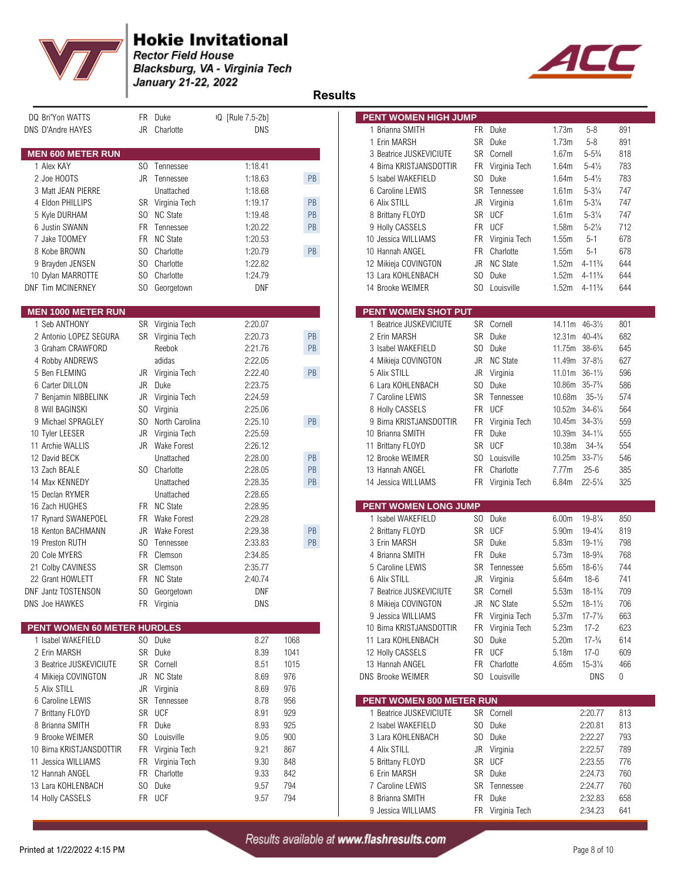# Hokie Invitational

*Rector Field House*
*Blacksburg, VA - Virginia Tech*
*January 21-22, 2022*

## Results

| Place | Name | Yr | Team | Result | Note |
|---|---|---|---|---|---|
| DQ | Bri'Yon WATTS | FR | Duke | IQ [Rule 7.5-2b] | |
| DNS | D'Andre HAYES | JR | Charlotte | DNS | |

### MEN 600 METER RUN

| Place | Name | Yr | Team | Time | Note |
|---|---|---|---|---|---|
| 1 | Alex KAY | SO | Tennessee | 1:18.41 | |
| 2 | Joe HOOTS | JR | Tennessee | 1:18.63 | PB |
| 3 | Matt JEAN PIERRE | | Unattached | 1:18.68 | |
| 4 | Eldon PHILLIPS | SR | Virginia Tech | 1:19.17 | PB |
| 5 | Kyle DURHAM | SO | NC State | 1:19.48 | PB |
| 6 | Justin SWANN | FR | Tennessee | 1:20.22 | PB |
| 7 | Jake TOOMEY | FR | NC State | 1:20.53 | |
| 8 | Kobe BROWN | SO | Charlotte | 1:20.79 | PB |
| 9 | Brayden JENSEN | SO | Charlotte | 1:22.82 | |
| 10 | Dylan MARROTTE | SO | Charlotte | 1:24.79 | |
| DNF | Tim MCINERNEY | SO | Georgetown | DNF | |

### MEN 1000 METER RUN

| Place | Name | Yr | Team | Time | Note |
|---|---|---|---|---|---|
| 1 | Seb ANTHONY | SR | Virginia Tech | 2:20.07 | |
| 2 | Antonio LOPEZ SEGURA | SR | Virginia Tech | 2:20.73 | PB |
| 3 | Graham CRAWFORD | | Reebok | 2:21.76 | PB |
| 4 | Robby ANDREWS | | adidas | 2:22.05 | |
| 5 | Ben FLEMING | JR | Virginia Tech | 2:22.40 | PB |
| 6 | Carter DILLON | JR | Duke | 2:23.75 | |
| 7 | Benjamin NIBBELINK | JR | Virginia Tech | 2:24.59 | |
| 8 | Will BAGINSKI | SO | Virginia | 2:25.06 | |
| 9 | Michael SPRAGLEY | SO | North Carolina | 2:25.10 | PB |
| 10 | Tyler LEESER | JR | Virginia Tech | 2:25.59 | |
| 11 | Archie WALLIS | JR | Wake Forest | 2:26.12 | |
| 12 | David BECK | | Unattached | 2:28.00 | PB |
| 13 | Zach BEALE | SO | Charlotte | 2:28.05 | PB |
| 14 | Max KENNEDY | | Unattached | 2:28.35 | PB |
| 15 | Declan RYMER | | Unattached | 2:28.65 | |
| 16 | Zach HUGHES | FR | NC State | 2:28.95 | |
| 17 | Rynard SWANEPOEL | FR | Wake Forest | 2:29.28 | |
| 18 | Kenton BACHMANN | JR | Wake Forest | 2:29.38 | PB |
| 19 | Preston RUTH | SO | Tennessee | 2:33.83 | PB |
| 20 | Cole MYERS | FR | Clemson | 2:34.85 | |
| 21 | Colby CAVINESS | SR | Clemson | 2:35.77 | |
| 22 | Grant HOWLETT | FR | NC State | 2:40.74 | |
| DNF | Jantz TOSTENSON | SO | Georgetown | DNF | |
| DNS | Joe HAWKES | FR | Virginia | DNS | |

### PENT WOMEN 60 METER HURDLES

| Place | Name | Yr | Team | Time | Points |
|---|---|---|---|---|---|
| 1 | Isabel WAKEFIELD | SO | Duke | 8.27 | 1068 |
| 2 | Erin MARSH | SR | Duke | 8.39 | 1041 |
| 3 | Beatrice JUSKEVICIUTE | SR | Cornell | 8.51 | 1015 |
| 4 | Mikieja COVINGTON | JR | NC State | 8.69 | 976 |
| 5 | Alix STILL | JR | Virginia | 8.69 | 976 |
| 6 | Caroline LEWIS | SR | Tennessee | 8.78 | 956 |
| 7 | Brittany FLOYD | SR | UCF | 8.91 | 929 |
| 8 | Brianna SMITH | FR | Duke | 8.93 | 925 |
| 9 | Brooke WEIMER | SO | Louisville | 9.05 | 900 |
| 10 | Birna KRISTJANSDOTTIR | FR | Virginia Tech | 9.21 | 867 |
| 11 | Jessica WILLIAMS | FR | Virginia Tech | 9.30 | 848 |
| 12 | Hannah ANGEL | FR | Charlotte | 9.33 | 842 |
| 13 | Lara KOHLENBACH | SO | Duke | 9.57 | 794 |
| 14 | Holly CASSELS | FR | UCF | 9.57 | 794 |

### PENT WOMEN HIGH JUMP

| Place | Name | Yr | Team | Mark | Imperial | Points |
|---|---|---|---|---|---|---|
| 1 | Brianna SMITH | FR | Duke | 1.73m | 5-8 | 891 |
| 1 | Erin MARSH | SR | Duke | 1.73m | 5-8 | 891 |
| 3 | Beatrice JUSKEVICIUTE | SR | Cornell | 1.67m | 5-5¾ | 818 |
| 4 | Birna KRISTJANSDOTTIR | FR | Virginia Tech | 1.64m | 5-4½ | 783 |
| 5 | Isabel WAKEFIELD | SO | Duke | 1.64m | 5-4½ | 783 |
| 6 | Caroline LEWIS | SR | Tennessee | 1.61m | 5-3¼ | 747 |
| 6 | Alix STILL | JR | Virginia | 1.61m | 5-3¼ | 747 |
| 8 | Brittany FLOYD | SR | UCF | 1.61m | 5-3¼ | 747 |
| 9 | Holly CASSELS | FR | UCF | 1.58m | 5-2¼ | 712 |
| 10 | Jessica WILLIAMS | FR | Virginia Tech | 1.55m | 5-1 | 678 |
| 10 | Hannah ANGEL | FR | Charlotte | 1.55m | 5-1 | 678 |
| 12 | Mikieja COVINGTON | JR | NC State | 1.52m | 4-11¾ | 644 |
| 13 | Lara KOHLENBACH | SO | Duke | 1.52m | 4-11¾ | 644 |
| 14 | Brooke WEIMER | SO | Louisville | 1.52m | 4-11¾ | 644 |

### PENT WOMEN SHOT PUT

| Place | Name | Yr | Team | Mark | Imperial | Points |
|---|---|---|---|---|---|---|
| 1 | Beatrice JUSKEVICIUTE | SR | Cornell | 14.11m | 46-3½ | 801 |
| 2 | Erin MARSH | SR | Duke | 12.31m | 40-4¾ | 682 |
| 3 | Isabel WAKEFIELD | SO | Duke | 11.75m | 38-6¾ | 645 |
| 4 | Mikieja COVINGTON | JR | NC State | 11.49m | 37-8½ | 627 |
| 5 | Alix STILL | JR | Virginia | 11.01m | 36-1½ | 596 |
| 6 | Lara KOHLENBACH | SO | Duke | 10.86m | 35-7¾ | 586 |
| 7 | Caroline LEWIS | SR | Tennessee | 10.68m | 35-½ | 574 |
| 8 | Holly CASSELS | FR | UCF | 10.52m | 34-6¼ | 564 |
| 9 | Birna KRISTJANSDOTTIR | FR | Virginia Tech | 10.45m | 34-3½ | 559 |
| 10 | Brianna SMITH | FR | Duke | 10.39m | 34-1¼ | 555 |
| 11 | Brittany FLOYD | SR | UCF | 10.38m | 34-¾ | 554 |
| 12 | Brooke WEIMER | SO | Louisville | 10.25m | 33-7½ | 546 |
| 13 | Hannah ANGEL | FR | Charlotte | 7.77m | 25-6 | 385 |
| 14 | Jessica WILLIAMS | FR | Virginia Tech | 6.84m | 22-5¼ | 325 |

### PENT WOMEN LONG JUMP

| Place | Name | Yr | Team | Mark | Imperial | Points |
|---|---|---|---|---|---|---|
| 1 | Isabel WAKEFIELD | SO | Duke | 6.00m | 19-8¼ | 850 |
| 2 | Brittany FLOYD | SR | UCF | 5.90m | 19-4¼ | 819 |
| 3 | Erin MARSH | SR | Duke | 5.83m | 19-1½ | 798 |
| 4 | Brianna SMITH | FR | Duke | 5.73m | 18-9¾ | 768 |
| 5 | Caroline LEWIS | SR | Tennessee | 5.65m | 18-6½ | 744 |
| 6 | Alix STILL | JR | Virginia | 5.64m | 18-6 | 741 |
| 7 | Beatrice JUSKEVICIUTE | SR | Cornell | 5.53m | 18-1¾ | 709 |
| 8 | Mikieja COVINGTON | JR | NC State | 5.52m | 18-1½ | 706 |
| 9 | Jessica WILLIAMS | FR | Virginia Tech | 5.37m | 17-7½ | 663 |
| 10 | Birna KRISTJANSDOTTIR | FR | Virginia Tech | 5.23m | 17-2 | 623 |
| 11 | Lara KOHLENBACH | SO | Duke | 5.20m | 17-¾ | 614 |
| 12 | Holly CASSELS | FR | UCF | 5.18m | 17-0 | 609 |
| 13 | Hannah ANGEL | FR | Charlotte | 4.65m | 15-3¼ | 466 |
| DNS | Brooke WEIMER | SO | Louisville | DNS | | 0 |

### PENT WOMEN 800 METER RUN

| Place | Name | Yr | Team | Time | Points |
|---|---|---|---|---|---|
| 1 | Beatrice JUSKEVICIUTE | SR | Cornell | 2:20.77 | 813 |
| 2 | Isabel WAKEFIELD | SO | Duke | 2:20.81 | 813 |
| 3 | Lara KOHLENBACH | SO | Duke | 2:22.27 | 793 |
| 4 | Alix STILL | JR | Virginia | 2:22.57 | 789 |
| 5 | Brittany FLOYD | SR | UCF | 2:23.55 | 776 |
| 6 | Erin MARSH | SR | Duke | 2:24.73 | 760 |
| 7 | Caroline LEWIS | SR | Tennessee | 2:24.77 | 760 |
| 8 | Brianna SMITH | FR | Duke | 2:32.83 | 658 |
| 9 | Jessica WILLIAMS | FR | Virginia Tech | 2:34.23 | 641 |

*Results available at www.flashresults.com*

Printed at 1/22/2022 4:15 PM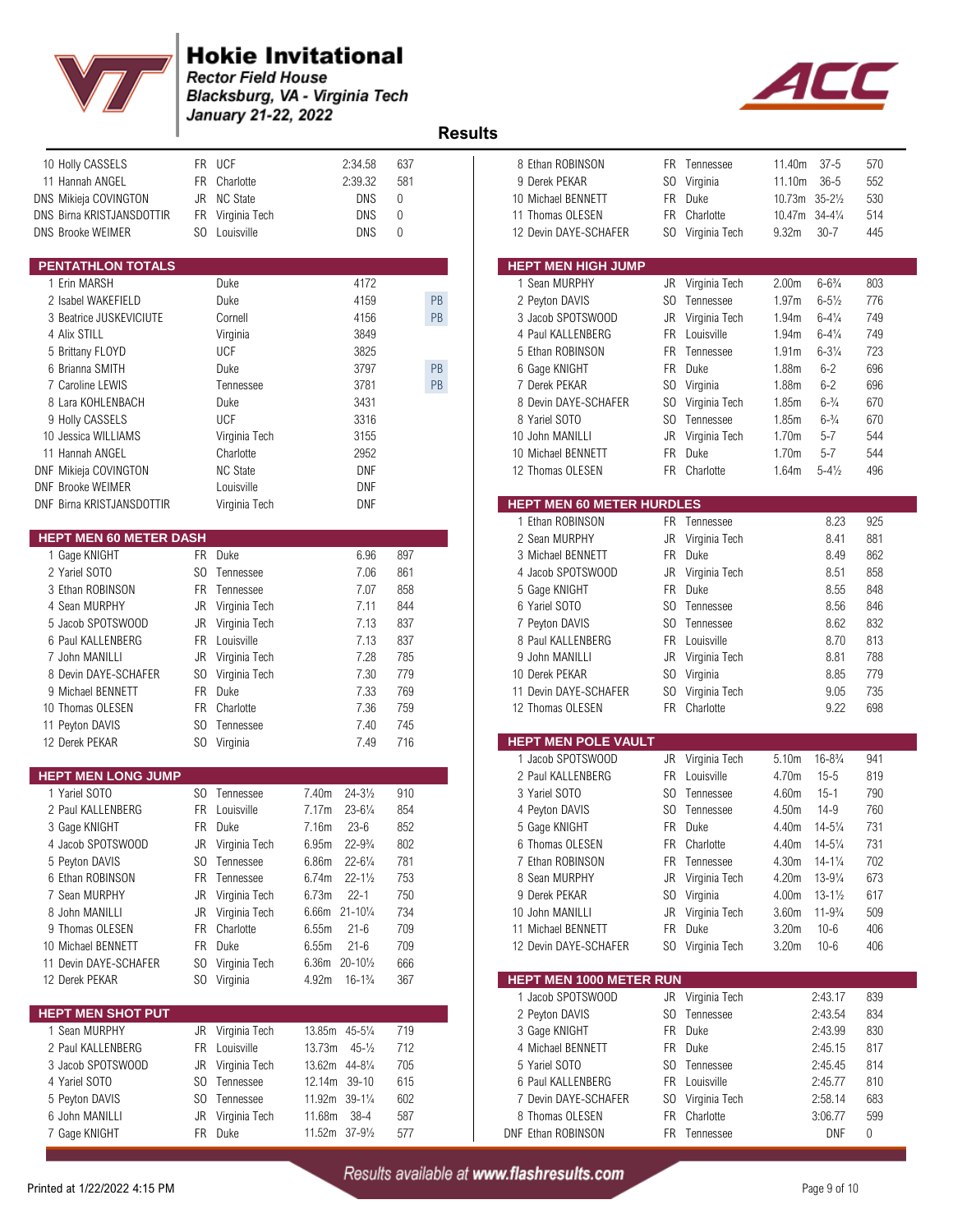# Hokie Invitational

*Rector Field House*
*Blacksburg, VA - Virginia Tech*
*January 21-22, 2022*

## Results

| Pl | Name | Yr | Team | Time | Points |
|---|---|---|---|---|---|
| 10 | Holly CASSELS | FR | UCF | 2:34.58 | 637 |
| 11 | Hannah ANGEL | FR | Charlotte | 2:39.32 | 581 |
| DNS | Mikieja COVINGTON | JR | NC State | DNS | 0 |
| DNS | Birna KRISTJANSDOTTIR | FR | Virginia Tech | DNS | 0 |
| DNS | Brooke WEIMER | SO | Louisville | DNS | 0 |

### PENTATHLON TOTALS

| Pl | Name | Team | Points | |
|---|---|---|---|---|
| 1 | Erin MARSH | Duke | 4172 | |
| 2 | Isabel WAKEFIELD | Duke | 4159 | PB |
| 3 | Beatrice JUSKEVICIUTE | Cornell | 4156 | PB |
| 4 | Alix STILL | Virginia | 3849 | |
| 5 | Brittany FLOYD | UCF | 3825 | |
| 6 | Brianna SMITH | Duke | 3797 | PB |
| 7 | Caroline LEWIS | Tennessee | 3781 | PB |
| 8 | Lara KOHLENBACH | Duke | 3431 | |
| 9 | Holly CASSELS | UCF | 3316 | |
| 10 | Jessica WILLIAMS | Virginia Tech | 3155 | |
| 11 | Hannah ANGEL | Charlotte | 2952 | |
| DNF | Mikieja COVINGTON | NC State | DNF | |
| DNF | Brooke WEIMER | Louisville | DNF | |
| DNF | Birna KRISTJANSDOTTIR | Virginia Tech | DNF | |

### HEPT MEN 60 METER DASH

| Pl | Name | Yr | Team | Time | Points |
|---|---|---|---|---|---|
| 1 | Gage KNIGHT | FR | Duke | 6.96 | 897 |
| 2 | Yariel SOTO | SO | Tennessee | 7.06 | 861 |
| 3 | Ethan ROBINSON | FR | Tennessee | 7.07 | 858 |
| 4 | Sean MURPHY | JR | Virginia Tech | 7.11 | 844 |
| 5 | Jacob SPOTSWOOD | JR | Virginia Tech | 7.13 | 837 |
| 6 | Paul KALLENBERG | FR | Louisville | 7.13 | 837 |
| 7 | John MANILLI | JR | Virginia Tech | 7.28 | 785 |
| 8 | Devin DAYE-SCHAFER | SO | Virginia Tech | 7.30 | 779 |
| 9 | Michael BENNETT | FR | Duke | 7.33 | 769 |
| 10 | Thomas OLESEN | FR | Charlotte | 7.36 | 759 |
| 11 | Peyton DAVIS | SO | Tennessee | 7.40 | 745 |
| 12 | Derek PEKAR | SO | Virginia | 7.49 | 716 |

### HEPT MEN LONG JUMP

| Pl | Name | Yr | Team | Mark | Imperial | Points |
|---|---|---|---|---|---|---|
| 1 | Yariel SOTO | SO | Tennessee | 7.40m | 24-3½ | 910 |
| 2 | Paul KALLENBERG | FR | Louisville | 7.17m | 23-6¼ | 854 |
| 3 | Gage KNIGHT | FR | Duke | 7.16m | 23-6 | 852 |
| 4 | Jacob SPOTSWOOD | JR | Virginia Tech | 6.95m | 22-9¾ | 802 |
| 5 | Peyton DAVIS | SO | Tennessee | 6.86m | 22-6¼ | 781 |
| 6 | Ethan ROBINSON | FR | Tennessee | 6.74m | 22-1½ | 753 |
| 7 | Sean MURPHY | JR | Virginia Tech | 6.73m | 22-1 | 750 |
| 8 | John MANILLI | JR | Virginia Tech | 6.66m | 21-10¼ | 734 |
| 9 | Thomas OLESEN | FR | Charlotte | 6.55m | 21-6 | 709 |
| 10 | Michael BENNETT | FR | Duke | 6.55m | 21-6 | 709 |
| 11 | Devin DAYE-SCHAFER | SO | Virginia Tech | 6.36m | 20-10½ | 666 |
| 12 | Derek PEKAR | SO | Virginia | 4.92m | 16-1¾ | 367 |

### HEPT MEN SHOT PUT

| Pl | Name | Yr | Team | Mark | Imperial | Points |
|---|---|---|---|---|---|---|
| 1 | Sean MURPHY | JR | Virginia Tech | 13.85m | 45-5¼ | 719 |
| 2 | Paul KALLENBERG | FR | Louisville | 13.73m | 45-½ | 712 |
| 3 | Jacob SPOTSWOOD | JR | Virginia Tech | 13.62m | 44-8¼ | 705 |
| 4 | Yariel SOTO | SO | Tennessee | 12.14m | 39-10 | 615 |
| 5 | Peyton DAVIS | SO | Tennessee | 11.92m | 39-1¼ | 602 |
| 6 | John MANILLI | JR | Virginia Tech | 11.68m | 38-4 | 587 |
| 7 | Gage KNIGHT | FR | Duke | 11.52m | 37-9½ | 577 |
| 8 | Ethan ROBINSON | FR | Tennessee | 11.40m | 37-5 | 570 |
| 9 | Derek PEKAR | SO | Virginia | 11.10m | 36-5 | 552 |
| 10 | Michael BENNETT | FR | Duke | 10.73m | 35-2½ | 530 |
| 11 | Thomas OLESEN | FR | Charlotte | 10.47m | 34-4¼ | 514 |
| 12 | Devin DAYE-SCHAFER | SO | Virginia Tech | 9.32m | 30-7 | 445 |

### HEPT MEN HIGH JUMP

| Pl | Name | Yr | Team | Mark | Imperial | Points |
|---|---|---|---|---|---|---|
| 1 | Sean MURPHY | JR | Virginia Tech | 2.00m | 6-6¾ | 803 |
| 2 | Peyton DAVIS | SO | Tennessee | 1.97m | 6-5½ | 776 |
| 3 | Jacob SPOTSWOOD | JR | Virginia Tech | 1.94m | 6-4¼ | 749 |
| 4 | Paul KALLENBERG | FR | Louisville | 1.94m | 6-4¼ | 749 |
| 5 | Ethan ROBINSON | FR | Tennessee | 1.91m | 6-3¼ | 723 |
| 6 | Gage KNIGHT | FR | Duke | 1.88m | 6-2 | 696 |
| 7 | Derek PEKAR | SO | Virginia | 1.88m | 6-2 | 696 |
| 8 | Devin DAYE-SCHAFER | SO | Virginia Tech | 1.85m | 6-¾ | 670 |
| 8 | Yariel SOTO | SO | Tennessee | 1.85m | 6-¾ | 670 |
| 10 | John MANILLI | JR | Virginia Tech | 1.70m | 5-7 | 544 |
| 10 | Michael BENNETT | FR | Duke | 1.70m | 5-7 | 544 |
| 12 | Thomas OLESEN | FR | Charlotte | 1.64m | 5-4½ | 496 |

### HEPT MEN 60 METER HURDLES

| Pl | Name | Yr | Team | Time | Points |
|---|---|---|---|---|---|
| 1 | Ethan ROBINSON | FR | Tennessee | 8.23 | 925 |
| 2 | Sean MURPHY | JR | Virginia Tech | 8.41 | 881 |
| 3 | Michael BENNETT | FR | Duke | 8.49 | 862 |
| 4 | Jacob SPOTSWOOD | JR | Virginia Tech | 8.51 | 858 |
| 5 | Gage KNIGHT | FR | Duke | 8.55 | 848 |
| 6 | Yariel SOTO | SO | Tennessee | 8.56 | 846 |
| 7 | Peyton DAVIS | SO | Tennessee | 8.62 | 832 |
| 8 | Paul KALLENBERG | FR | Louisville | 8.70 | 813 |
| 9 | John MANILLI | JR | Virginia Tech | 8.81 | 788 |
| 10 | Derek PEKAR | SO | Virginia | 8.85 | 779 |
| 11 | Devin DAYE-SCHAFER | SO | Virginia Tech | 9.05 | 735 |
| 12 | Thomas OLESEN | FR | Charlotte | 9.22 | 698 |

### HEPT MEN POLE VAULT

| Pl | Name | Yr | Team | Mark | Imperial | Points |
|---|---|---|---|---|---|---|
| 1 | Jacob SPOTSWOOD | JR | Virginia Tech | 5.10m | 16-8¾ | 941 |
| 2 | Paul KALLENBERG | FR | Louisville | 4.70m | 15-5 | 819 |
| 3 | Yariel SOTO | SO | Tennessee | 4.60m | 15-1 | 790 |
| 4 | Peyton DAVIS | SO | Tennessee | 4.50m | 14-9 | 760 |
| 5 | Gage KNIGHT | FR | Duke | 4.40m | 14-5¼ | 731 |
| 6 | Thomas OLESEN | FR | Charlotte | 4.40m | 14-5¼ | 731 |
| 7 | Ethan ROBINSON | FR | Tennessee | 4.30m | 14-1¼ | 702 |
| 8 | Sean MURPHY | JR | Virginia Tech | 4.20m | 13-9¼ | 673 |
| 9 | Derek PEKAR | SO | Virginia | 4.00m | 13-1½ | 617 |
| 10 | John MANILLI | JR | Virginia Tech | 3.60m | 11-9¾ | 509 |
| 11 | Michael BENNETT | FR | Duke | 3.20m | 10-6 | 406 |
| 12 | Devin DAYE-SCHAFER | SO | Virginia Tech | 3.20m | 10-6 | 406 |

### HEPT MEN 1000 METER RUN

| Pl | Name | Yr | Team | Time | Points |
|---|---|---|---|---|---|
| 1 | Jacob SPOTSWOOD | JR | Virginia Tech | 2:43.17 | 839 |
| 2 | Peyton DAVIS | SO | Tennessee | 2:43.54 | 834 |
| 3 | Gage KNIGHT | FR | Duke | 2:43.99 | 830 |
| 4 | Michael BENNETT | FR | Duke | 2:45.15 | 817 |
| 5 | Yariel SOTO | SO | Tennessee | 2:45.45 | 814 |
| 6 | Paul KALLENBERG | FR | Louisville | 2:45.77 | 810 |
| 7 | Devin DAYE-SCHAFER | SO | Virginia Tech | 2:58.14 | 683 |
| 8 | Thomas OLESEN | FR | Charlotte | 3:06.77 | 599 |
| DNF | Ethan ROBINSON | FR | Tennessee | DNF | 0 |

Results available at www.flashresults.com

Printed at 1/22/2022 4:15 PM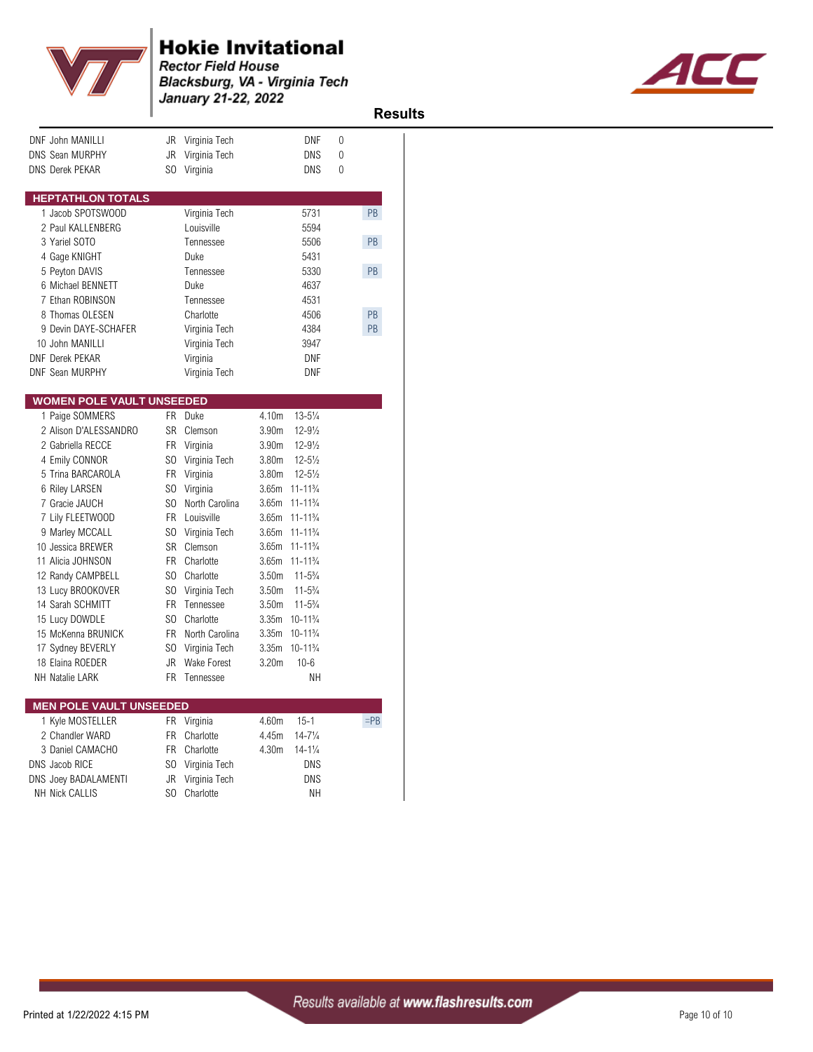# Hokie Invitational

*Rector Field House*
*Blacksburg, VA - Virginia Tech*
*January 21-22, 2022*

**Results**

| | | | | | | |
|---|---|---|---|---|---|---|
| DNF | John MANILLI | JR | Virginia Tech | DNF | 0 | |
| DNS | Sean MURPHY | JR | Virginia Tech | DNS | 0 | |
| DNS | Derek PEKAR | SO | Virginia | DNS | 0 | |

## HEPTATHLON TOTALS

| | | | | |
|---|---|---|---|---|
| 1 | Jacob SPOTSWOOD | Virginia Tech | 5731 | PB |
| 2 | Paul KALLENBERG | Louisville | 5594 | |
| 3 | Yariel SOTO | Tennessee | 5506 | PB |
| 4 | Gage KNIGHT | Duke | 5431 | |
| 5 | Peyton DAVIS | Tennessee | 5330 | PB |
| 6 | Michael BENNETT | Duke | 4637 | |
| 7 | Ethan ROBINSON | Tennessee | 4531 | |
| 8 | Thomas OLESEN | Charlotte | 4506 | PB |
| 9 | Devin DAYE-SCHAFER | Virginia Tech | 4384 | PB |
| 10 | John MANILLI | Virginia Tech | 3947 | |
| DNF | Derek PEKAR | Virginia | DNF | |
| DNF | Sean MURPHY | Virginia Tech | DNF | |

## WOMEN POLE VAULT UNSEEDED

| | | | | | |
|---|---|---|---|---|---|
| 1 | Paige SOMMERS | FR | Duke | 4.10m | 13-5¼ |
| 2 | Alison D'ALESSANDRO | SR | Clemson | 3.90m | 12-9½ |
| 2 | Gabriella RECCE | FR | Virginia | 3.90m | 12-9½ |
| 4 | Emily CONNOR | SO | Virginia Tech | 3.80m | 12-5½ |
| 5 | Trina BARCAROLA | FR | Virginia | 3.80m | 12-5½ |
| 6 | Riley LARSEN | SO | Virginia | 3.65m | 11-11¾ |
| 7 | Gracie JAUCH | SO | North Carolina | 3.65m | 11-11¾ |
| 7 | Lily FLEETWOOD | FR | Louisville | 3.65m | 11-11¾ |
| 9 | Marley MCCALL | SO | Virginia Tech | 3.65m | 11-11¾ |
| 10 | Jessica BREWER | SR | Clemson | 3.65m | 11-11¾ |
| 11 | Alicia JOHNSON | FR | Charlotte | 3.65m | 11-11¾ |
| 12 | Randy CAMPBELL | SO | Charlotte | 3.50m | 11-5¾ |
| 13 | Lucy BROOKOVER | SO | Virginia Tech | 3.50m | 11-5¾ |
| 14 | Sarah SCHMITT | FR | Tennessee | 3.50m | 11-5¾ |
| 15 | Lucy DOWDLE | SO | Charlotte | 3.35m | 10-11¾ |
| 15 | McKenna BRUNICK | FR | North Carolina | 3.35m | 10-11¾ |
| 17 | Sydney BEVERLY | SO | Virginia Tech | 3.35m | 10-11¾ |
| 18 | Elaina ROEDER | JR | Wake Forest | 3.20m | 10-6 |
| NH | Natalie LARK | FR | Tennessee | | NH |

## MEN POLE VAULT UNSEEDED

| | | | | | | |
|---|---|---|---|---|---|---|
| 1 | Kyle MOSTELLER | FR | Virginia | 4.60m | 15-1 | =PB |
| 2 | Chandler WARD | FR | Charlotte | 4.45m | 14-7¼ | |
| 3 | Daniel CAMACHO | FR | Charlotte | 4.30m | 14-1¼ | |
| DNS | Jacob RICE | SO | Virginia Tech | | DNS | |
| DNS | Joey BADALAMENTI | JR | Virginia Tech | | DNS | |
| NH | Nick CALLIS | SO | Charlotte | | NH | |

Results available at www.flashresults.com

Printed at 1/22/2022 4:15 PM